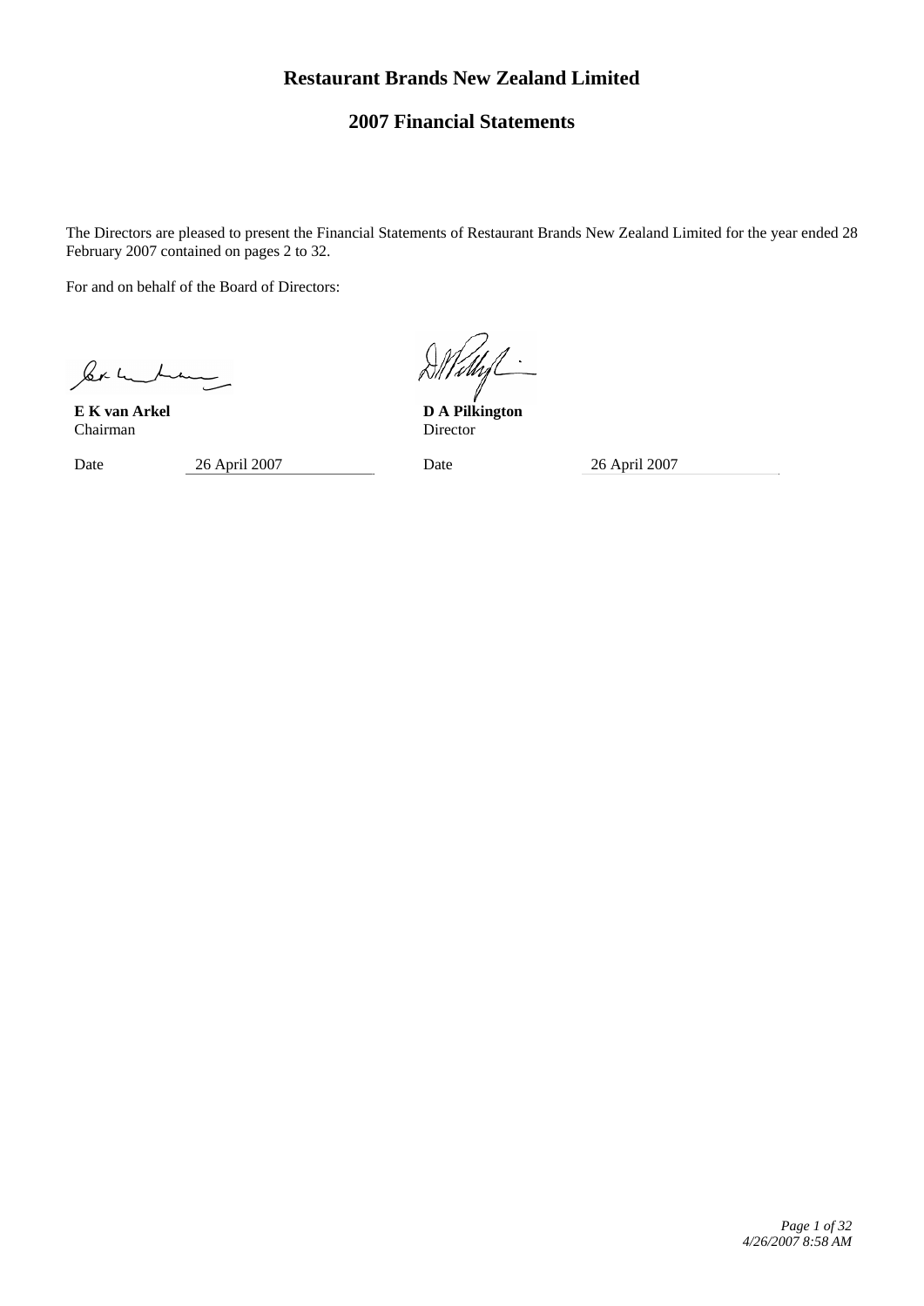# Restaurant Brands New Zealand Limited

## 2007 Financial Statements

The Directors are pleased to present the Financial Statements of Restaurant Brands New Zealand Limited for the year ended 28 February 2007 contained on pages 2 to 32.

For and on behalf of the Board of Directors:

| | |
|---|---|
| **E K van Arkel** | **D A Pilkington** |
| Chairman | Director |
| Date 26 April 2007 | Date 26 April 2007 |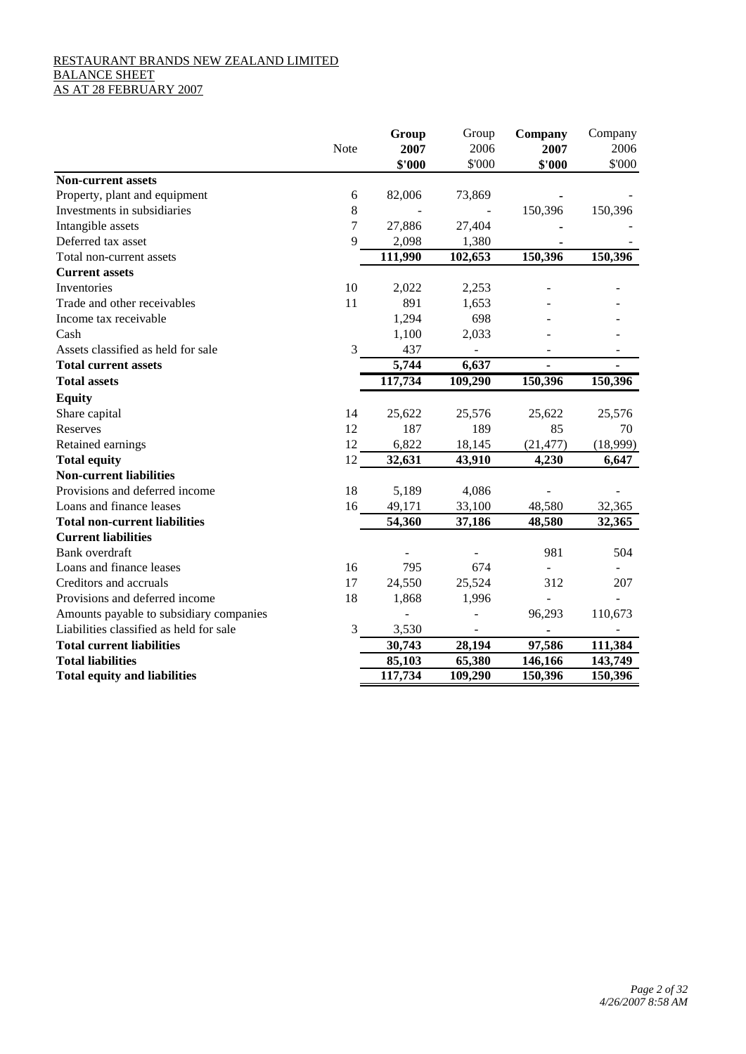RESTAURANT BRANDS NEW ZEALAND LIMITED
BALANCE SHEET
AS AT 28 FEBRUARY 2007

| | Note | **Group 2007 $'000** | Group 2006 $'000 | **Company 2007 $'000** | Company 2006 $'000 |
|---|---|---|---|---|---|
| **Non-current assets** | | | | | |
| Property, plant and equipment | 6 | 82,006 | 73,869 | - | - |
| Investments in subsidiaries | 8 | - | - | 150,396 | 150,396 |
| Intangible assets | 7 | 27,886 | 27,404 | - | - |
| Deferred tax asset | 9 | 2,098 | 1,380 | - | - |
| Total non-current assets | | **111,990** | **102,653** | **150,396** | **150,396** |
| **Current assets** | | | | | |
| Inventories | 10 | 2,022 | 2,253 | - | - |
| Trade and other receivables | 11 | 891 | 1,653 | - | - |
| Income tax receivable | | 1,294 | 698 | - | - |
| Cash | | 1,100 | 2,033 | - | - |
| Assets classified as held for sale | 3 | 437 | - | - | - |
| **Total current assets** | | **5,744** | **6,637** | **-** | **-** |
| **Total assets** | | **117,734** | **109,290** | **150,396** | **150,396** |
| **Equity** | | | | | |
| Share capital | 14 | 25,622 | 25,576 | 25,622 | 25,576 |
| Reserves | 12 | 187 | 189 | 85 | 70 |
| Retained earnings | 12 | 6,822 | 18,145 | (21,477) | (18,999) |
| **Total equity** | 12 | **32,631** | **43,910** | **4,230** | **6,647** |
| **Non-current liabilities** | | | | | |
| Provisions and deferred income | 18 | 5,189 | 4,086 | - | - |
| Loans and finance leases | 16 | 49,171 | 33,100 | 48,580 | 32,365 |
| **Total non-current liabilities** | | **54,360** | **37,186** | **48,580** | **32,365** |
| **Current liabilities** | | | | | |
| Bank overdraft | | - | - | 981 | 504 |
| Loans and finance leases | 16 | 795 | 674 | - | - |
| Creditors and accruals | 17 | 24,550 | 25,524 | 312 | 207 |
| Provisions and deferred income | 18 | 1,868 | 1,996 | - | - |
| Amounts payable to subsidiary companies | | - | - | 96,293 | 110,673 |
| Liabilities classified as held for sale | 3 | 3,530 | - | - | - |
| **Total current liabilities** | | **30,743** | **28,194** | **97,586** | **111,384** |
| **Total liabilities** | | **85,103** | **65,380** | **146,166** | **143,749** |
| **Total equity and liabilities** | | **117,734** | **109,290** | **150,396** | **150,396** |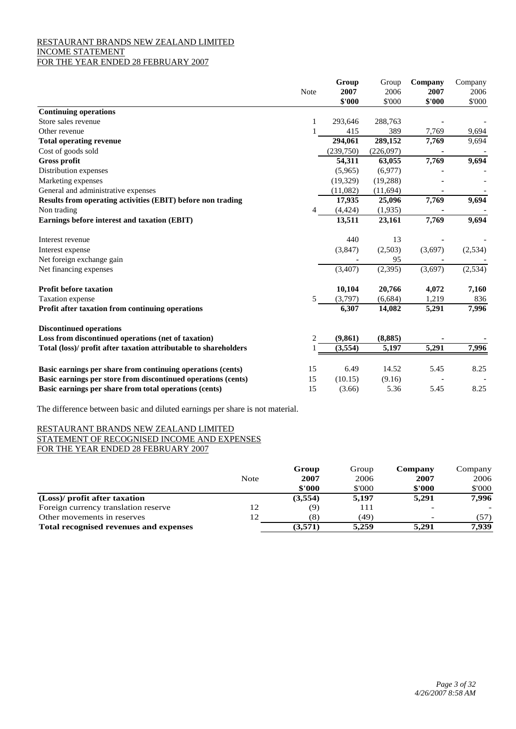RESTAURANT BRANDS NEW ZEALAND LIMITED
INCOME STATEMENT
FOR THE YEAR ENDED 28 FEBRUARY 2007

| | Note | **Group 2007 $'000** | Group 2006 $'000 | **Company 2007 $'000** | Company 2006 $'000 |
|---|---|---|---|---|---|
| **Continuing operations** | | | | | |
| Store sales revenue | 1 | 293,646 | 288,763 | - | - |
| Other revenue | 1 | 415 | 389 | 7,769 | 9,694 |
| **Total operating revenue** | | **294,061** | **289,152** | **7,769** | 9,694 |
| Cost of goods sold | | (239,750) | (226,097) | - | - |
| **Gross profit** | | **54,311** | **63,055** | **7,769** | **9,694** |
| Distribution expenses | | (5,965) | (6,977) | - | - |
| Marketing expenses | | (19,329) | (19,288) | - | - |
| General and administrative expenses | | (11,082) | (11,694) | - | - |
| **Results from operating activities (EBIT) before non trading** | | **17,935** | **25,096** | **7,769** | **9,694** |
| Non trading | 4 | (4,424) | (1,935) | - | - |
| **Earnings before interest and taxation (EBIT)** | | **13,511** | **23,161** | **7,769** | **9,694** |
| Interest revenue | | 440 | 13 | - | - |
| Interest expense | | (3,847) | (2,503) | (3,697) | (2,534) |
| Net foreign exchange gain | | - | 95 | - | - |
| Net financing expenses | | (3,407) | (2,395) | (3,697) | (2,534) |
| **Profit before taxation** | | **10,104** | **20,766** | **4,072** | **7,160** |
| Taxation expense | 5 | (3,797) | (6,684) | 1,219 | 836 |
| **Profit after taxation from continuing operations** | | **6,307** | **14,082** | **5,291** | **7,996** |
| **Discontinued operations** | | | | | |
| **Loss from discontinued operations (net of taxation)** | 2 | **(9,861)** | **(8,885)** | **-** | **-** |
| **Total (loss)/ profit after taxation attributable to shareholders** | 1 | **(3,554)** | **5,197** | **5,291** | **7,996** |
| **Basic earnings per share from continuing operations (cents)** | 15 | 6.49 | 14.52 | 5.45 | 8.25 |
| **Basic earnings per store from discontinued operations (cents)** | 15 | (10.15) | (9.16) | - | - |
| **Basic earnings per share from total operations (cents)** | 15 | (3.66) | 5.36 | 5.45 | 8.25 |

The difference between basic and diluted earnings per share is not material.

RESTAURANT BRANDS NEW ZEALAND LIMITED
STATEMENT OF RECOGNISED INCOME AND EXPENSES
FOR THE YEAR ENDED 28 FEBRUARY 2007

| | Note | **Group 2007 $'000** | Group 2006 $'000 | **Company 2007 $'000** | Company 2006 $'000 |
|---|---|---|---|---|---|
| **(Loss)/ profit after taxation** | | **(3,554)** | **5,197** | **5,291** | **7,996** |
| Foreign currency translation reserve | 12 | (9) | 111 | - | - |
| Other movements in reserves | 12 | (8) | (49) | - | (57) |
| **Total recognised revenues and expenses** | | **(3,571)** | **5,259** | **5,291** | **7,939** |

*4/26/2007 8:58 AM*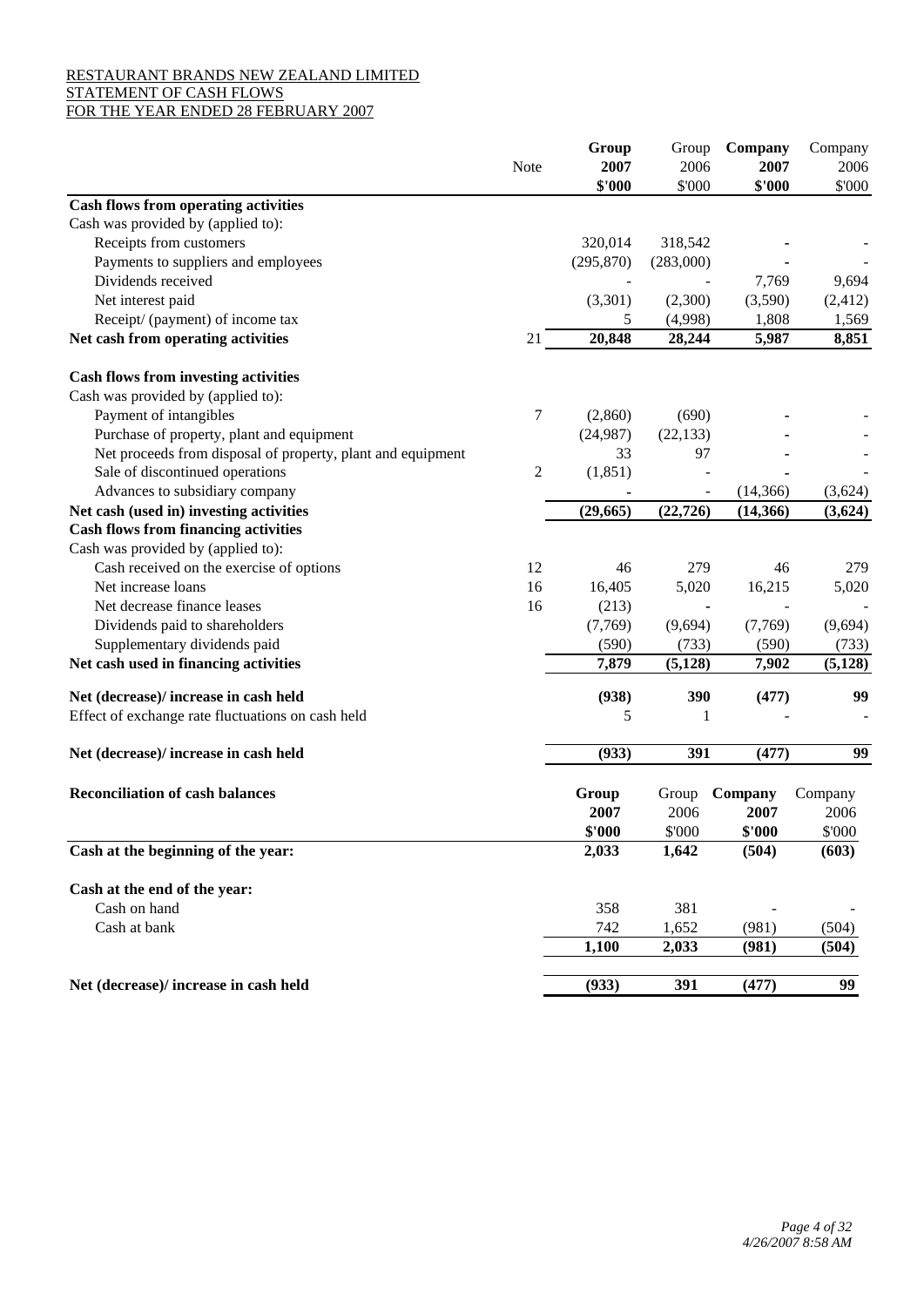RESTAURANT BRANDS NEW ZEALAND LIMITED
STATEMENT OF CASH FLOWS
FOR THE YEAR ENDED 28 FEBRUARY 2007

| | Note | **Group 2007 \$'000** | Group 2006 \$'000 | **Company 2007 \$'000** | Company 2006 \$'000 |
|---|---|---|---|---|---|
| **Cash flows from operating activities** | | | | | |
| Cash was provided by (applied to): | | | | | |
| Receipts from customers | | 320,014 | 318,542 | - | - |
| Payments to suppliers and employees | | (295,870) | (283,000) | - | - |
| Dividends received | | - | - | 7,769 | 9,694 |
| Net interest paid | | (3,301) | (2,300) | (3,590) | (2,412) |
| Receipt/ (payment) of income tax | | 5 | (4,998) | 1,808 | 1,569 |
| **Net cash from operating activities** | 21 | **20,848** | **28,244** | **5,987** | **8,851** |
| **Cash flows from investing activities** | | | | | |
| Cash was provided by (applied to): | | | | | |
| Payment of intangibles | 7 | (2,860) | (690) | - | - |
| Purchase of property, plant and equipment | | (24,987) | (22,133) | - | - |
| Net proceeds from disposal of property, plant and equipment | | 33 | 97 | - | - |
| Sale of discontinued operations | 2 | (1,851) | - | - | - |
| Advances to subsidiary company | | - | - | (14,366) | (3,624) |
| **Net cash (used in) investing activities** | | **(29,665)** | **(22,726)** | **(14,366)** | **(3,624)** |
| **Cash flows from financing activities** | | | | | |
| Cash was provided by (applied to): | | | | | |
| Cash received on the exercise of options | 12 | 46 | 279 | 46 | 279 |
| Net increase loans | 16 | 16,405 | 5,020 | 16,215 | 5,020 |
| Net decrease finance leases | 16 | (213) | - | - | - |
| Dividends paid to shareholders | | (7,769) | (9,694) | (7,769) | (9,694) |
| Supplementary dividends paid | | (590) | (733) | (590) | (733) |
| **Net cash used in financing activities** | | **7,879** | **(5,128)** | **7,902** | **(5,128)** |
| **Net (decrease)/ increase in cash held** | | **(938)** | **390** | **(477)** | **99** |
| Effect of exchange rate fluctuations on cash held | | 5 | 1 | - | - |
| **Net (decrease)/ increase in cash held** | | **(933)** | **391** | **(477)** | **99** |

| **Reconciliation of cash balances** | **Group 2007 \$'000** | Group 2006 \$'000 | **Company 2007 \$'000** | Company 2006 \$'000 |
|---|---|---|---|---|
| **Cash at the beginning of the year:** | **2,033** | **1,642** | **(504)** | **(603)** |
| **Cash at the end of the year:** | | | | |
| Cash on hand | 358 | 381 | - | - |
| Cash at bank | 742 | 1,652 | (981) | (504) |
| | **1,100** | **2,033** | **(981)** | **(504)** |
| **Net (decrease)/ increase in cash held** | **(933)** | **391** | **(477)** | **99** |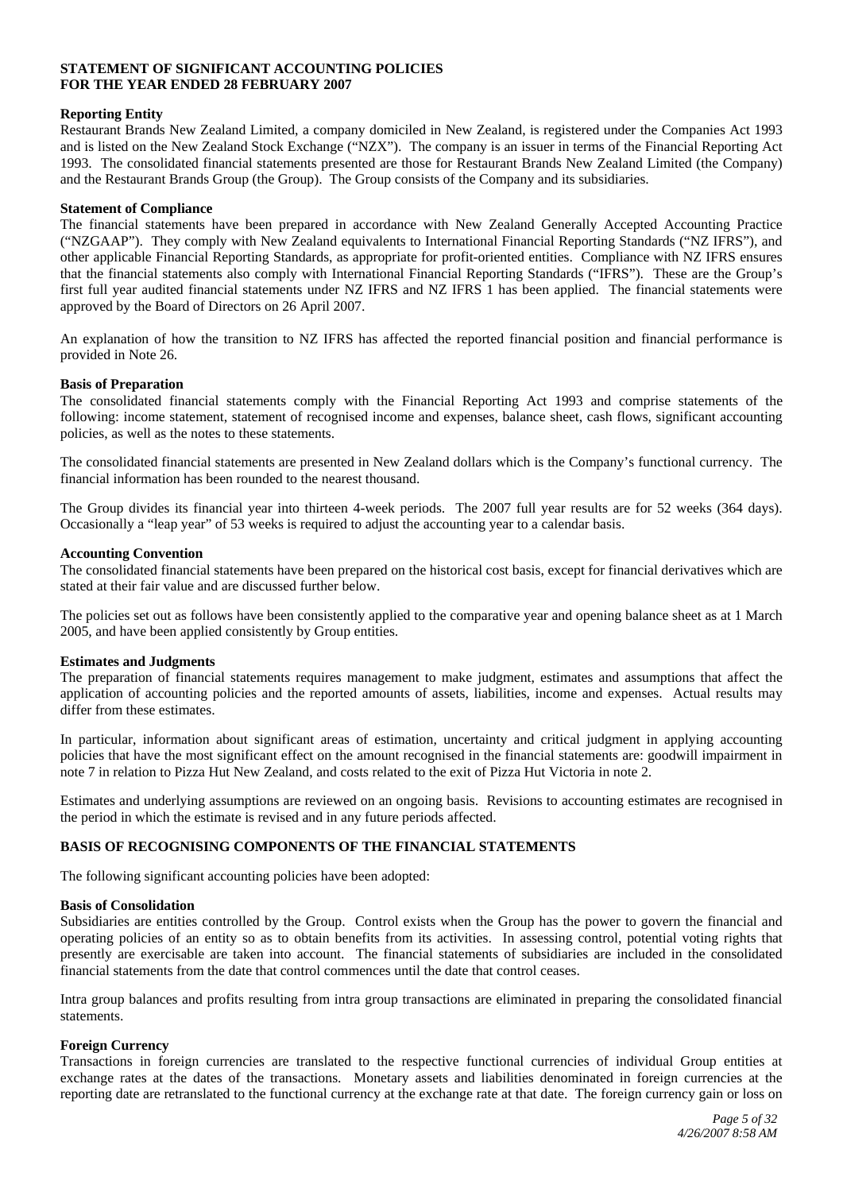# STATEMENT OF SIGNIFICANT ACCOUNTING POLICIES FOR THE YEAR ENDED 28 FEBRUARY 2007

### Reporting Entity

Restaurant Brands New Zealand Limited, a company domiciled in New Zealand, is registered under the Companies Act 1993 and is listed on the New Zealand Stock Exchange ("NZX"). The company is an issuer in terms of the Financial Reporting Act 1993. The consolidated financial statements presented are those for Restaurant Brands New Zealand Limited (the Company) and the Restaurant Brands Group (the Group). The Group consists of the Company and its subsidiaries.

### Statement of Compliance

The financial statements have been prepared in accordance with New Zealand Generally Accepted Accounting Practice ("NZGAAP"). They comply with New Zealand equivalents to International Financial Reporting Standards ("NZ IFRS"), and other applicable Financial Reporting Standards, as appropriate for profit-oriented entities. Compliance with NZ IFRS ensures that the financial statements also comply with International Financial Reporting Standards ("IFRS"). These are the Group's first full year audited financial statements under NZ IFRS and NZ IFRS 1 has been applied. The financial statements were approved by the Board of Directors on 26 April 2007.

An explanation of how the transition to NZ IFRS has affected the reported financial position and financial performance is provided in Note 26.

### Basis of Preparation

The consolidated financial statements comply with the Financial Reporting Act 1993 and comprise statements of the following: income statement, statement of recognised income and expenses, balance sheet, cash flows, significant accounting policies, as well as the notes to these statements.

The consolidated financial statements are presented in New Zealand dollars which is the Company's functional currency. The financial information has been rounded to the nearest thousand.

The Group divides its financial year into thirteen 4-week periods. The 2007 full year results are for 52 weeks (364 days). Occasionally a "leap year" of 53 weeks is required to adjust the accounting year to a calendar basis.

### Accounting Convention

The consolidated financial statements have been prepared on the historical cost basis, except for financial derivatives which are stated at their fair value and are discussed further below.

The policies set out as follows have been consistently applied to the comparative year and opening balance sheet as at 1 March 2005, and have been applied consistently by Group entities.

### Estimates and Judgments

The preparation of financial statements requires management to make judgment, estimates and assumptions that affect the application of accounting policies and the reported amounts of assets, liabilities, income and expenses. Actual results may differ from these estimates.

In particular, information about significant areas of estimation, uncertainty and critical judgment in applying accounting policies that have the most significant effect on the amount recognised in the financial statements are: goodwill impairment in note 7 in relation to Pizza Hut New Zealand, and costs related to the exit of Pizza Hut Victoria in note 2.

Estimates and underlying assumptions are reviewed on an ongoing basis. Revisions to accounting estimates are recognised in the period in which the estimate is revised and in any future periods affected.

## BASIS OF RECOGNISING COMPONENTS OF THE FINANCIAL STATEMENTS

The following significant accounting policies have been adopted:

### Basis of Consolidation

Subsidiaries are entities controlled by the Group. Control exists when the Group has the power to govern the financial and operating policies of an entity so as to obtain benefits from its activities. In assessing control, potential voting rights that presently are exercisable are taken into account. The financial statements of subsidiaries are included in the consolidated financial statements from the date that control commences until the date that control ceases.

Intra group balances and profits resulting from intra group transactions are eliminated in preparing the consolidated financial statements.

### Foreign Currency

Transactions in foreign currencies are translated to the respective functional currencies of individual Group entities at exchange rates at the dates of the transactions. Monetary assets and liabilities denominated in foreign currencies at the reporting date are retranslated to the functional currency at the exchange rate at that date. The foreign currency gain or loss on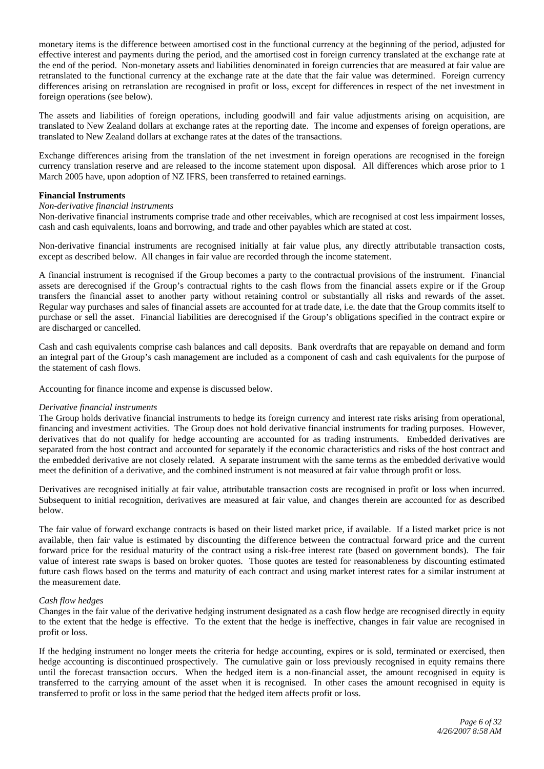monetary items is the difference between amortised cost in the functional currency at the beginning of the period, adjusted for effective interest and payments during the period, and the amortised cost in foreign currency translated at the exchange rate at the end of the period. Non-monetary assets and liabilities denominated in foreign currencies that are measured at fair value are retranslated to the functional currency at the exchange rate at the date that the fair value was determined. Foreign currency differences arising on retranslation are recognised in profit or loss, except for differences in respect of the net investment in foreign operations (see below).

The assets and liabilities of foreign operations, including goodwill and fair value adjustments arising on acquisition, are translated to New Zealand dollars at exchange rates at the reporting date. The income and expenses of foreign operations, are translated to New Zealand dollars at exchange rates at the dates of the transactions.

Exchange differences arising from the translation of the net investment in foreign operations are recognised in the foreign currency translation reserve and are released to the income statement upon disposal. All differences which arose prior to 1 March 2005 have, upon adoption of NZ IFRS, been transferred to retained earnings.

**Financial Instruments**

*Non-derivative financial instruments*

Non-derivative financial instruments comprise trade and other receivables, which are recognised at cost less impairment losses, cash and cash equivalents, loans and borrowing, and trade and other payables which are stated at cost.

Non-derivative financial instruments are recognised initially at fair value plus, any directly attributable transaction costs, except as described below. All changes in fair value are recorded through the income statement.

A financial instrument is recognised if the Group becomes a party to the contractual provisions of the instrument. Financial assets are derecognised if the Group's contractual rights to the cash flows from the financial assets expire or if the Group transfers the financial asset to another party without retaining control or substantially all risks and rewards of the asset. Regular way purchases and sales of financial assets are accounted for at trade date, i.e. the date that the Group commits itself to purchase or sell the asset. Financial liabilities are derecognised if the Group's obligations specified in the contract expire or are discharged or cancelled.

Cash and cash equivalents comprise cash balances and call deposits. Bank overdrafts that are repayable on demand and form an integral part of the Group's cash management are included as a component of cash and cash equivalents for the purpose of the statement of cash flows.

Accounting for finance income and expense is discussed below.

*Derivative financial instruments*

The Group holds derivative financial instruments to hedge its foreign currency and interest rate risks arising from operational, financing and investment activities. The Group does not hold derivative financial instruments for trading purposes. However, derivatives that do not qualify for hedge accounting are accounted for as trading instruments. Embedded derivatives are separated from the host contract and accounted for separately if the economic characteristics and risks of the host contract and the embedded derivative are not closely related. A separate instrument with the same terms as the embedded derivative would meet the definition of a derivative, and the combined instrument is not measured at fair value through profit or loss.

Derivatives are recognised initially at fair value, attributable transaction costs are recognised in profit or loss when incurred. Subsequent to initial recognition, derivatives are measured at fair value, and changes therein are accounted for as described below.

The fair value of forward exchange contracts is based on their listed market price, if available. If a listed market price is not available, then fair value is estimated by discounting the difference between the contractual forward price and the current forward price for the residual maturity of the contract using a risk-free interest rate (based on government bonds). The fair value of interest rate swaps is based on broker quotes. Those quotes are tested for reasonableness by discounting estimated future cash flows based on the terms and maturity of each contract and using market interest rates for a similar instrument at the measurement date.

*Cash flow hedges*

Changes in the fair value of the derivative hedging instrument designated as a cash flow hedge are recognised directly in equity to the extent that the hedge is effective. To the extent that the hedge is ineffective, changes in fair value are recognised in profit or loss.

If the hedging instrument no longer meets the criteria for hedge accounting, expires or is sold, terminated or exercised, then hedge accounting is discontinued prospectively. The cumulative gain or loss previously recognised in equity remains there until the forecast transaction occurs. When the hedged item is a non-financial asset, the amount recognised in equity is transferred to the carrying amount of the asset when it is recognised. In other cases the amount recognised in equity is transferred to profit or loss in the same period that the hedged item affects profit or loss.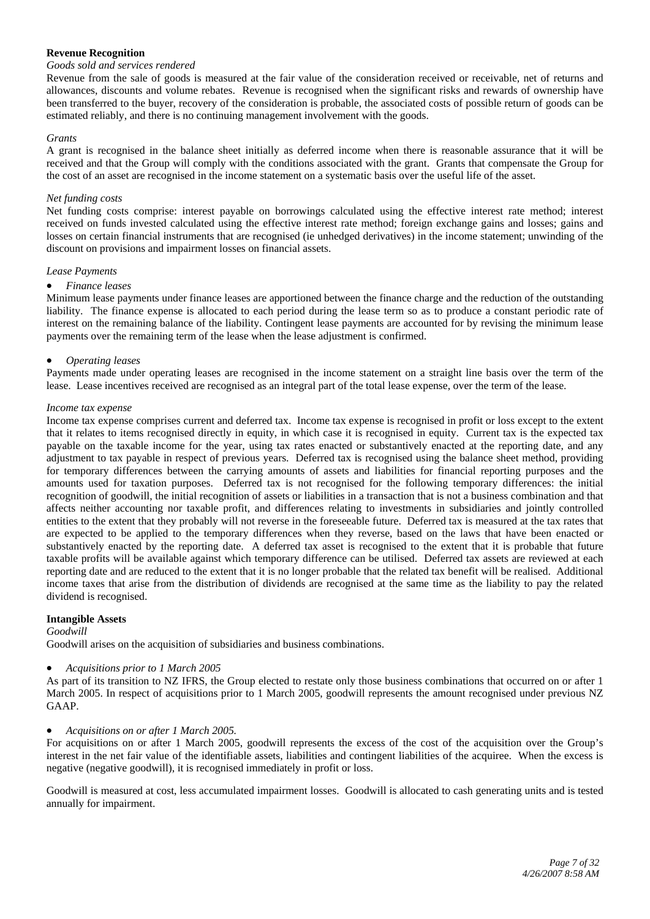**Revenue Recognition**

*Goods sold and services rendered*

Revenue from the sale of goods is measured at the fair value of the consideration received or receivable, net of returns and allowances, discounts and volume rebates. Revenue is recognised when the significant risks and rewards of ownership have been transferred to the buyer, recovery of the consideration is probable, the associated costs of possible return of goods can be estimated reliably, and there is no continuing management involvement with the goods.

*Grants*

A grant is recognised in the balance sheet initially as deferred income when there is reasonable assurance that it will be received and that the Group will comply with the conditions associated with the grant. Grants that compensate the Group for the cost of an asset are recognised in the income statement on a systematic basis over the useful life of the asset.

*Net funding costs*

Net funding costs comprise: interest payable on borrowings calculated using the effective interest rate method; interest received on funds invested calculated using the effective interest rate method; foreign exchange gains and losses; gains and losses on certain financial instruments that are recognised (ie unhedged derivatives) in the income statement; unwinding of the discount on provisions and impairment losses on financial assets.

*Lease Payments*

- *Finance leases*

Minimum lease payments under finance leases are apportioned between the finance charge and the reduction of the outstanding liability. The finance expense is allocated to each period during the lease term so as to produce a constant periodic rate of interest on the remaining balance of the liability. Contingent lease payments are accounted for by revising the minimum lease payments over the remaining term of the lease when the lease adjustment is confirmed.

- *Operating leases*

Payments made under operating leases are recognised in the income statement on a straight line basis over the term of the lease. Lease incentives received are recognised as an integral part of the total lease expense, over the term of the lease.

*Income tax expense*

Income tax expense comprises current and deferred tax. Income tax expense is recognised in profit or loss except to the extent that it relates to items recognised directly in equity, in which case it is recognised in equity. Current tax is the expected tax payable on the taxable income for the year, using tax rates enacted or substantively enacted at the reporting date, and any adjustment to tax payable in respect of previous years. Deferred tax is recognised using the balance sheet method, providing for temporary differences between the carrying amounts of assets and liabilities for financial reporting purposes and the amounts used for taxation purposes. Deferred tax is not recognised for the following temporary differences: the initial recognition of goodwill, the initial recognition of assets or liabilities in a transaction that is not a business combination and that affects neither accounting nor taxable profit, and differences relating to investments in subsidiaries and jointly controlled entities to the extent that they probably will not reverse in the foreseeable future. Deferred tax is measured at the tax rates that are expected to be applied to the temporary differences when they reverse, based on the laws that have been enacted or substantively enacted by the reporting date. A deferred tax asset is recognised to the extent that it is probable that future taxable profits will be available against which temporary difference can be utilised. Deferred tax assets are reviewed at each reporting date and are reduced to the extent that it is no longer probable that the related tax benefit will be realised. Additional income taxes that arise from the distribution of dividends are recognised at the same time as the liability to pay the related dividend is recognised.

**Intangible Assets**

*Goodwill*

Goodwill arises on the acquisition of subsidiaries and business combinations.

- *Acquisitions prior to 1 March 2005*

As part of its transition to NZ IFRS, the Group elected to restate only those business combinations that occurred on or after 1 March 2005. In respect of acquisitions prior to 1 March 2005, goodwill represents the amount recognised under previous NZ GAAP.

- *Acquisitions on or after 1 March 2005.*

For acquisitions on or after 1 March 2005, goodwill represents the excess of the cost of the acquisition over the Group's interest in the net fair value of the identifiable assets, liabilities and contingent liabilities of the acquiree. When the excess is negative (negative goodwill), it is recognised immediately in profit or loss.

Goodwill is measured at cost, less accumulated impairment losses. Goodwill is allocated to cash generating units and is tested annually for impairment.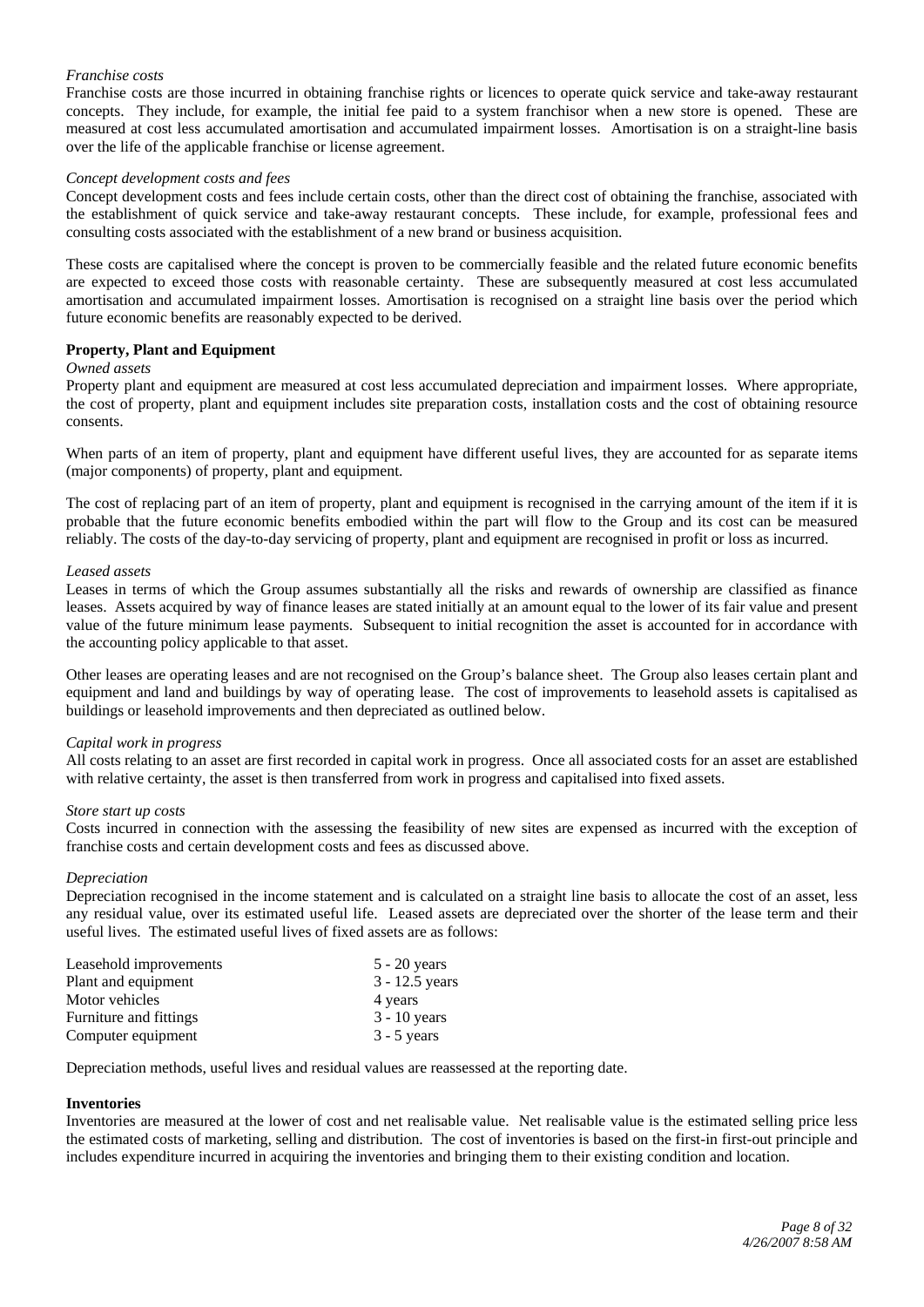*Franchise costs*

Franchise costs are those incurred in obtaining franchise rights or licences to operate quick service and take-away restaurant concepts. They include, for example, the initial fee paid to a system franchisor when a new store is opened. These are measured at cost less accumulated amortisation and accumulated impairment losses. Amortisation is on a straight-line basis over the life of the applicable franchise or license agreement.

*Concept development costs and fees*

Concept development costs and fees include certain costs, other than the direct cost of obtaining the franchise, associated with the establishment of quick service and take-away restaurant concepts. These include, for example, professional fees and consulting costs associated with the establishment of a new brand or business acquisition.

These costs are capitalised where the concept is proven to be commercially feasible and the related future economic benefits are expected to exceed those costs with reasonable certainty. These are subsequently measured at cost less accumulated amortisation and accumulated impairment losses. Amortisation is recognised on a straight line basis over the period which future economic benefits are reasonably expected to be derived.

**Property, Plant and Equipment**

*Owned assets*

Property plant and equipment are measured at cost less accumulated depreciation and impairment losses. Where appropriate, the cost of property, plant and equipment includes site preparation costs, installation costs and the cost of obtaining resource consents.

When parts of an item of property, plant and equipment have different useful lives, they are accounted for as separate items (major components) of property, plant and equipment.

The cost of replacing part of an item of property, plant and equipment is recognised in the carrying amount of the item if it is probable that the future economic benefits embodied within the part will flow to the Group and its cost can be measured reliably. The costs of the day-to-day servicing of property, plant and equipment are recognised in profit or loss as incurred.

*Leased assets*

Leases in terms of which the Group assumes substantially all the risks and rewards of ownership are classified as finance leases. Assets acquired by way of finance leases are stated initially at an amount equal to the lower of its fair value and present value of the future minimum lease payments. Subsequent to initial recognition the asset is accounted for in accordance with the accounting policy applicable to that asset.

Other leases are operating leases and are not recognised on the Group's balance sheet. The Group also leases certain plant and equipment and land and buildings by way of operating lease. The cost of improvements to leasehold assets is capitalised as buildings or leasehold improvements and then depreciated as outlined below.

*Capital work in progress*

All costs relating to an asset are first recorded in capital work in progress. Once all associated costs for an asset are established with relative certainty, the asset is then transferred from work in progress and capitalised into fixed assets.

*Store start up costs*

Costs incurred in connection with the assessing the feasibility of new sites are expensed as incurred with the exception of franchise costs and certain development costs and fees as discussed above.

*Depreciation*

Depreciation recognised in the income statement and is calculated on a straight line basis to allocate the cost of an asset, less any residual value, over its estimated useful life. Leased assets are depreciated over the shorter of the lease term and their useful lives. The estimated useful lives of fixed assets are as follows:

| | |
|---|---|
| Leasehold improvements | 5 - 20 years |
| Plant and equipment | 3 - 12.5 years |
| Motor vehicles | 4 years |
| Furniture and fittings | 3 - 10 years |
| Computer equipment | 3 - 5 years |

Depreciation methods, useful lives and residual values are reassessed at the reporting date.

**Inventories**

Inventories are measured at the lower of cost and net realisable value. Net realisable value is the estimated selling price less the estimated costs of marketing, selling and distribution. The cost of inventories is based on the first-in first-out principle and includes expenditure incurred in acquiring the inventories and bringing them to their existing condition and location.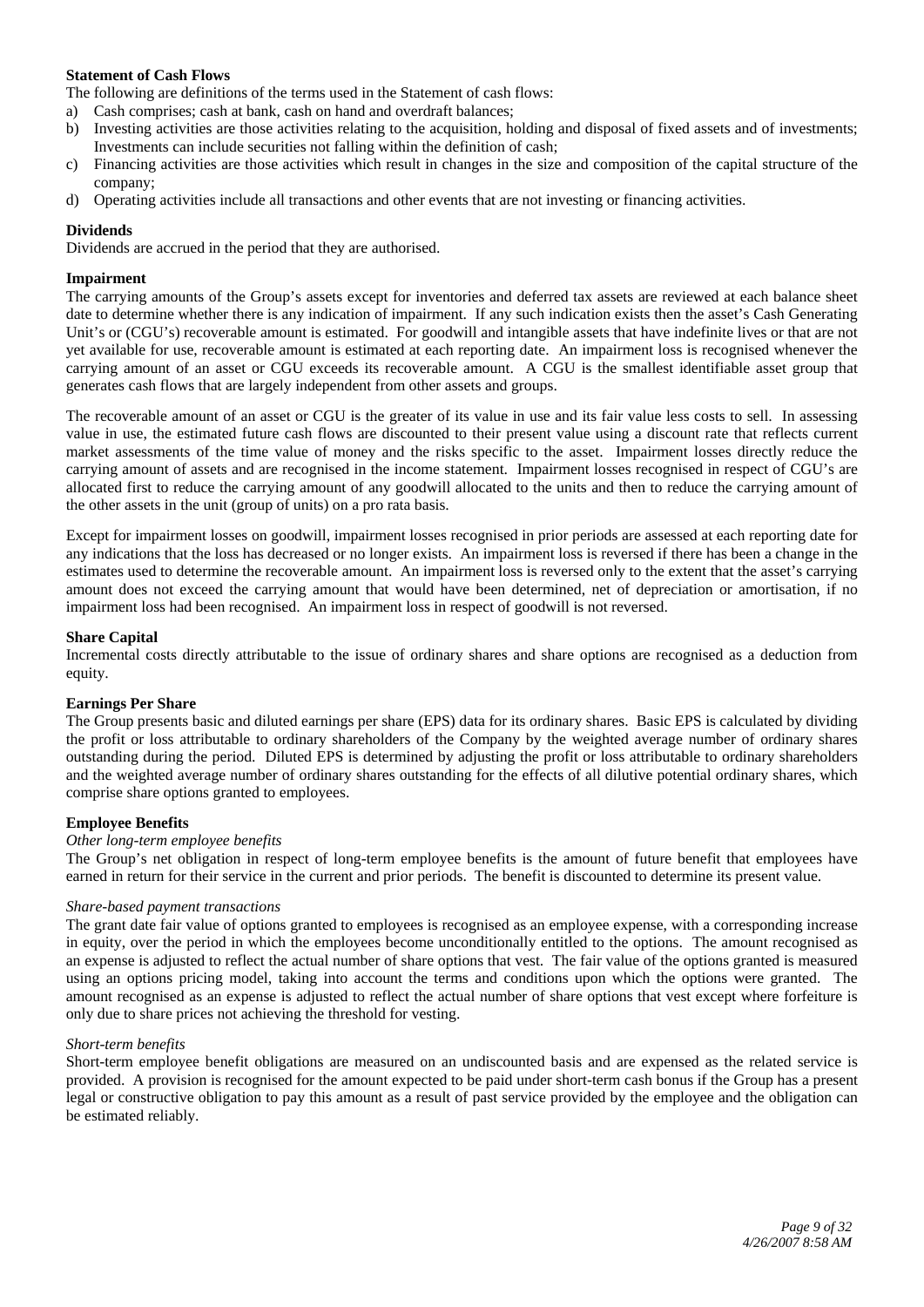**Statement of Cash Flows**

The following are definitions of the terms used in the Statement of cash flows:

a) Cash comprises; cash at bank, cash on hand and overdraft balances;
b) Investing activities are those activities relating to the acquisition, holding and disposal of fixed assets and of investments; Investments can include securities not falling within the definition of cash;
c) Financing activities are those activities which result in changes in the size and composition of the capital structure of the company;
d) Operating activities include all transactions and other events that are not investing or financing activities.

**Dividends**

Dividends are accrued in the period that they are authorised.

**Impairment**

The carrying amounts of the Group's assets except for inventories and deferred tax assets are reviewed at each balance sheet date to determine whether there is any indication of impairment. If any such indication exists then the asset's Cash Generating Unit's or (CGU's) recoverable amount is estimated. For goodwill and intangible assets that have indefinite lives or that are not yet available for use, recoverable amount is estimated at each reporting date. An impairment loss is recognised whenever the carrying amount of an asset or CGU exceeds its recoverable amount. A CGU is the smallest identifiable asset group that generates cash flows that are largely independent from other assets and groups.

The recoverable amount of an asset or CGU is the greater of its value in use and its fair value less costs to sell. In assessing value in use, the estimated future cash flows are discounted to their present value using a discount rate that reflects current market assessments of the time value of money and the risks specific to the asset. Impairment losses directly reduce the carrying amount of assets and are recognised in the income statement. Impairment losses recognised in respect of CGU's are allocated first to reduce the carrying amount of any goodwill allocated to the units and then to reduce the carrying amount of the other assets in the unit (group of units) on a pro rata basis.

Except for impairment losses on goodwill, impairment losses recognised in prior periods are assessed at each reporting date for any indications that the loss has decreased or no longer exists. An impairment loss is reversed if there has been a change in the estimates used to determine the recoverable amount. An impairment loss is reversed only to the extent that the asset's carrying amount does not exceed the carrying amount that would have been determined, net of depreciation or amortisation, if no impairment loss had been recognised. An impairment loss in respect of goodwill is not reversed.

**Share Capital**

Incremental costs directly attributable to the issue of ordinary shares and share options are recognised as a deduction from equity.

**Earnings Per Share**

The Group presents basic and diluted earnings per share (EPS) data for its ordinary shares. Basic EPS is calculated by dividing the profit or loss attributable to ordinary shareholders of the Company by the weighted average number of ordinary shares outstanding during the period. Diluted EPS is determined by adjusting the profit or loss attributable to ordinary shareholders and the weighted average number of ordinary shares outstanding for the effects of all dilutive potential ordinary shares, which comprise share options granted to employees.

**Employee Benefits**

*Other long-term employee benefits*

The Group's net obligation in respect of long-term employee benefits is the amount of future benefit that employees have earned in return for their service in the current and prior periods. The benefit is discounted to determine its present value.

*Share-based payment transactions*

The grant date fair value of options granted to employees is recognised as an employee expense, with a corresponding increase in equity, over the period in which the employees become unconditionally entitled to the options. The amount recognised as an expense is adjusted to reflect the actual number of share options that vest. The fair value of the options granted is measured using an options pricing model, taking into account the terms and conditions upon which the options were granted. The amount recognised as an expense is adjusted to reflect the actual number of share options that vest except where forfeiture is only due to share prices not achieving the threshold for vesting.

*Short-term benefits*

Short-term employee benefit obligations are measured on an undiscounted basis and are expensed as the related service is provided. A provision is recognised for the amount expected to be paid under short-term cash bonus if the Group has a present legal or constructive obligation to pay this amount as a result of past service provided by the employee and the obligation can be estimated reliably.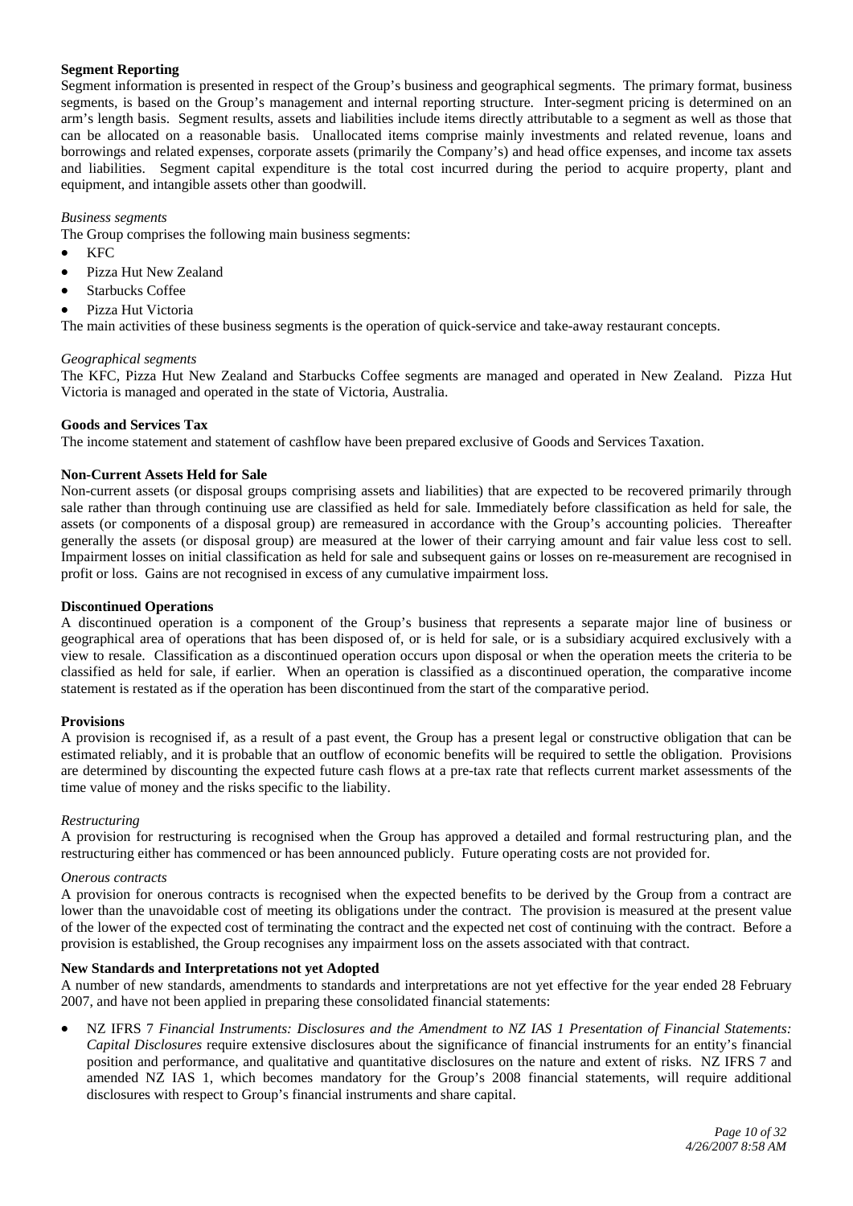**Segment Reporting**

Segment information is presented in respect of the Group's business and geographical segments. The primary format, business segments, is based on the Group's management and internal reporting structure. Inter-segment pricing is determined on an arm's length basis. Segment results, assets and liabilities include items directly attributable to a segment as well as those that can be allocated on a reasonable basis. Unallocated items comprise mainly investments and related revenue, loans and borrowings and related expenses, corporate assets (primarily the Company's) and head office expenses, and income tax assets and liabilities. Segment capital expenditure is the total cost incurred during the period to acquire property, plant and equipment, and intangible assets other than goodwill.

*Business segments*

The Group comprises the following main business segments:

- KFC
- Pizza Hut New Zealand
- Starbucks Coffee
- Pizza Hut Victoria

The main activities of these business segments is the operation of quick-service and take-away restaurant concepts.

*Geographical segments*

The KFC, Pizza Hut New Zealand and Starbucks Coffee segments are managed and operated in New Zealand. Pizza Hut Victoria is managed and operated in the state of Victoria, Australia.

**Goods and Services Tax**

The income statement and statement of cashflow have been prepared exclusive of Goods and Services Taxation.

**Non-Current Assets Held for Sale**

Non-current assets (or disposal groups comprising assets and liabilities) that are expected to be recovered primarily through sale rather than through continuing use are classified as held for sale. Immediately before classification as held for sale, the assets (or components of a disposal group) are remeasured in accordance with the Group's accounting policies. Thereafter generally the assets (or disposal group) are measured at the lower of their carrying amount and fair value less cost to sell. Impairment losses on initial classification as held for sale and subsequent gains or losses on re-measurement are recognised in profit or loss. Gains are not recognised in excess of any cumulative impairment loss.

**Discontinued Operations**

A discontinued operation is a component of the Group's business that represents a separate major line of business or geographical area of operations that has been disposed of, or is held for sale, or is a subsidiary acquired exclusively with a view to resale. Classification as a discontinued operation occurs upon disposal or when the operation meets the criteria to be classified as held for sale, if earlier. When an operation is classified as a discontinued operation, the comparative income statement is restated as if the operation has been discontinued from the start of the comparative period.

**Provisions**

A provision is recognised if, as a result of a past event, the Group has a present legal or constructive obligation that can be estimated reliably, and it is probable that an outflow of economic benefits will be required to settle the obligation. Provisions are determined by discounting the expected future cash flows at a pre-tax rate that reflects current market assessments of the time value of money and the risks specific to the liability.

*Restructuring*

A provision for restructuring is recognised when the Group has approved a detailed and formal restructuring plan, and the restructuring either has commenced or has been announced publicly. Future operating costs are not provided for.

*Onerous contracts*

A provision for onerous contracts is recognised when the expected benefits to be derived by the Group from a contract are lower than the unavoidable cost of meeting its obligations under the contract. The provision is measured at the present value of the lower of the expected cost of terminating the contract and the expected net cost of continuing with the contract. Before a provision is established, the Group recognises any impairment loss on the assets associated with that contract.

**New Standards and Interpretations not yet Adopted**

A number of new standards, amendments to standards and interpretations are not yet effective for the year ended 28 February 2007, and have not been applied in preparing these consolidated financial statements:

- NZ IFRS 7 *Financial Instruments: Disclosures and the Amendment to NZ IAS 1 Presentation of Financial Statements: Capital Disclosures* require extensive disclosures about the significance of financial instruments for an entity's financial position and performance, and qualitative and quantitative disclosures on the nature and extent of risks. NZ IFRS 7 and amended NZ IAS 1, which becomes mandatory for the Group's 2008 financial statements, will require additional disclosures with respect to Group's financial instruments and share capital.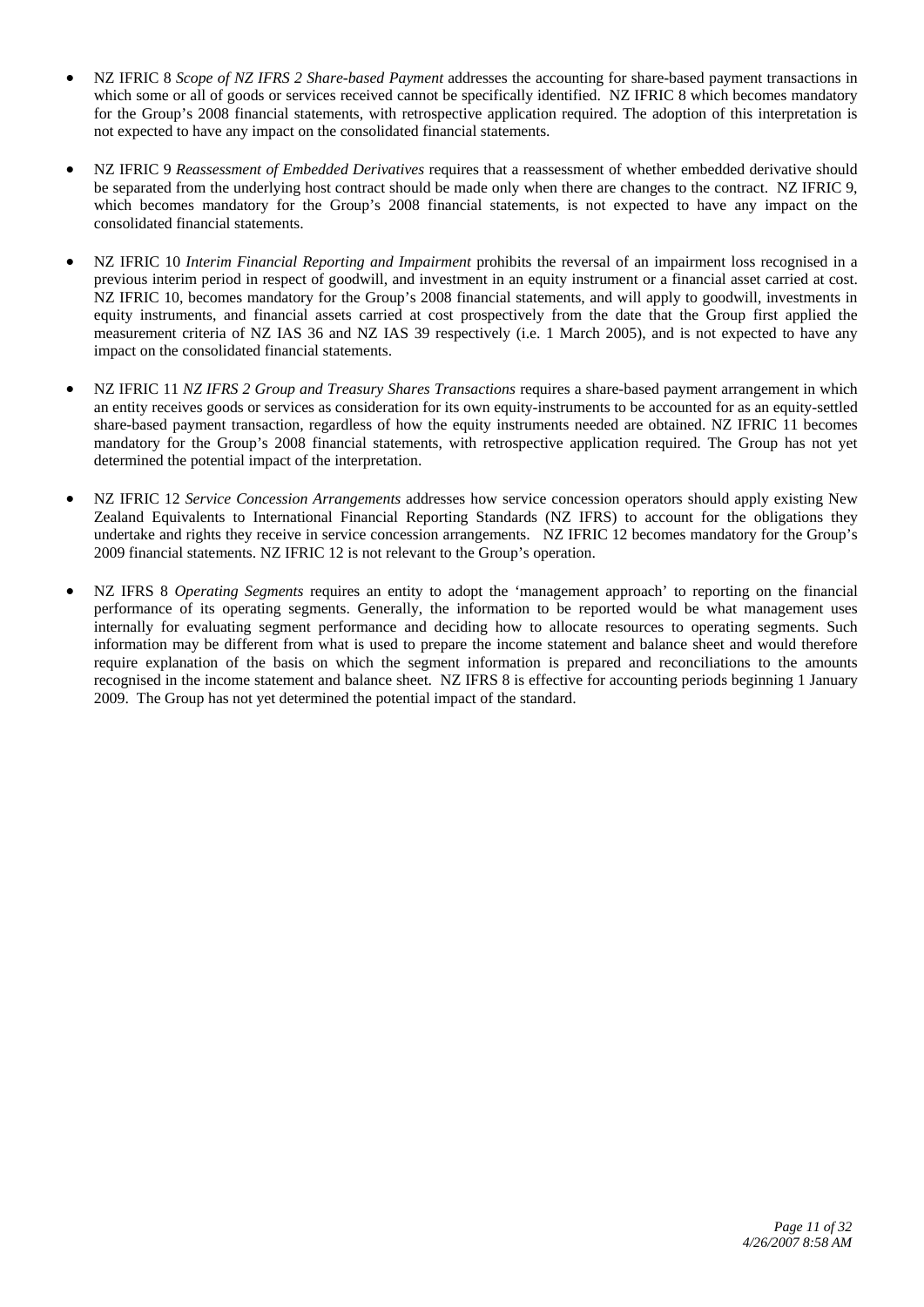- NZ IFRIC 8 *Scope of NZ IFRS 2 Share-based Payment* addresses the accounting for share-based payment transactions in which some or all of goods or services received cannot be specifically identified. NZ IFRIC 8 which becomes mandatory for the Group's 2008 financial statements, with retrospective application required. The adoption of this interpretation is not expected to have any impact on the consolidated financial statements.

- NZ IFRIC 9 *Reassessment of Embedded Derivatives* requires that a reassessment of whether embedded derivative should be separated from the underlying host contract should be made only when there are changes to the contract. NZ IFRIC 9, which becomes mandatory for the Group's 2008 financial statements, is not expected to have any impact on the consolidated financial statements.

- NZ IFRIC 10 *Interim Financial Reporting and Impairment* prohibits the reversal of an impairment loss recognised in a previous interim period in respect of goodwill, and investment in an equity instrument or a financial asset carried at cost. NZ IFRIC 10, becomes mandatory for the Group's 2008 financial statements, and will apply to goodwill, investments in equity instruments, and financial assets carried at cost prospectively from the date that the Group first applied the measurement criteria of NZ IAS 36 and NZ IAS 39 respectively (i.e. 1 March 2005), and is not expected to have any impact on the consolidated financial statements.

- NZ IFRIC 11 *NZ IFRS 2 Group and Treasury Shares Transactions* requires a share-based payment arrangement in which an entity receives goods or services as consideration for its own equity-instruments to be accounted for as an equity-settled share-based payment transaction, regardless of how the equity instruments needed are obtained. NZ IFRIC 11 becomes mandatory for the Group's 2008 financial statements, with retrospective application required. The Group has not yet determined the potential impact of the interpretation.

- NZ IFRIC 12 *Service Concession Arrangements* addresses how service concession operators should apply existing New Zealand Equivalents to International Financial Reporting Standards (NZ IFRS) to account for the obligations they undertake and rights they receive in service concession arrangements. NZ IFRIC 12 becomes mandatory for the Group's 2009 financial statements. NZ IFRIC 12 is not relevant to the Group's operation.

- NZ IFRS 8 *Operating Segments* requires an entity to adopt the 'management approach' to reporting on the financial performance of its operating segments. Generally, the information to be reported would be what management uses internally for evaluating segment performance and deciding how to allocate resources to operating segments. Such information may be different from what is used to prepare the income statement and balance sheet and would therefore require explanation of the basis on which the segment information is prepared and reconciliations to the amounts recognised in the income statement and balance sheet. NZ IFRS 8 is effective for accounting periods beginning 1 January 2009. The Group has not yet determined the potential impact of the standard.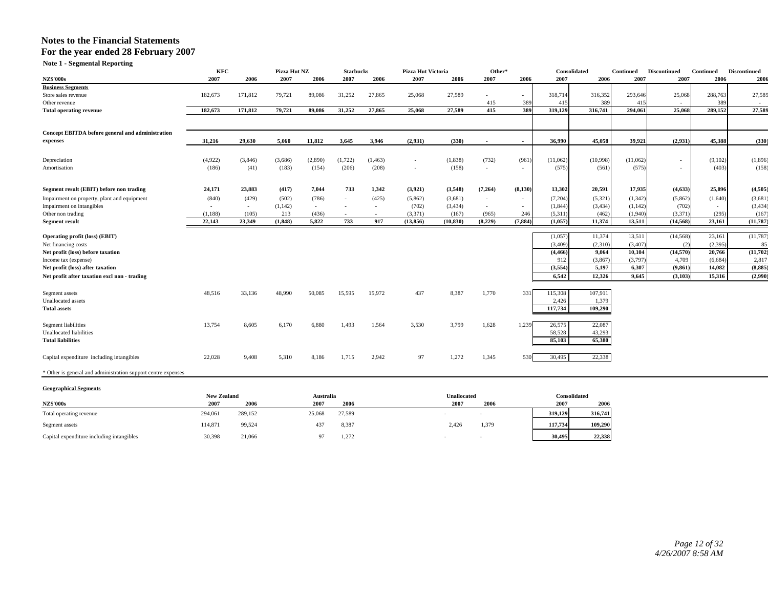# Notes to the Financial Statements
## For the year ended 28 February 2007

**Note 1 - Segmental Reporting**

| | KFC | | Pizza Hut NZ | | Starbucks | | Pizza Hut Victoria | | Other* | | Consolidated | | Continued | Discontinued | Continued | Discontinued |
|---|---|---|---|---|---|---|---|---|---|---|---|---|---|---|---|---|
| **NZ$'000s** | **2007** | **2006** | **2007** | **2006** | **2007** | **2006** | **2007** | **2006** | **2007** | **2006** | **2007** | **2006** | **2007** | **2007** | **2006** | **2006** |
| **Business Segments** | | | | | | | | | | | | | | | | |
| Store sales revenue | 182,673 | 171,812 | 79,721 | 89,086 | 31,252 | 27,865 | 25,068 | 27,589 | - | - | 318,714 | 316,352 | 293,646 | 25,068 | 288,763 | 27,589 |
| Other revenue | | | | | | | | | 415 | 389 | 415 | 389 | 415 | - | 389 | - |
| **Total operating revenue** | **182,673** | **171,812** | **79,721** | **89,086** | **31,252** | **27,865** | **25,068** | **27,589** | **415** | **389** | **319,129** | **316,741** | **294,061** | **25,068** | **289,152** | **27,589** |
| **Concept EBITDA before general and administration expenses** | **31,216** | **29,630** | **5,060** | **11,812** | **3,645** | **3,946** | **(2,931)** | **(330)** | **-** | **-** | **36,990** | **45,058** | **39,921** | **(2,931)** | **45,388** | **(330)** |
| Depreciation | (4,922) | (3,846) | (3,686) | (2,890) | (1,722) | (1,463) | - | (1,838) | (732) | (961) | (11,062) | (10,998) | (11,062) | - | (9,102) | (1,896) |
| Amortisation | (186) | (41) | (183) | (154) | (206) | (208) | - | (158) | - | - | (575) | (561) | (575) | - | (403) | (158) |
| **Segment result (EBIT) before non trading** | **24,171** | **23,883** | **(417)** | **7,044** | **733** | **1,342** | **(3,921)** | **(3,548)** | **(7,264)** | **(8,130)** | **13,302** | **20,591** | **17,935** | **(4,633)** | **25,096** | **(4,505)** |
| Impairment on property, plant and equipment | (840) | (429) | (502) | (786) | - | (425) | (5,862) | (3,681) | - | - | (7,204) | (5,321) | (1,342) | (5,862) | (1,640) | (3,681) |
| Impairment on intangibles | - | - | (1,142) | - | - | - | (702) | (3,434) | - | - | (1,844) | (3,434) | (1,142) | (702) | - | (3,434) |
| Other non trading | (1,188) | (105) | 213 | (436) | - | - | (3,371) | (167) | (965) | 246 | (5,311) | (462) | (1,940) | (3,371) | (295) | (167) |
| **Segment result** | **22,143** | **23,349** | **(1,848)** | **5,822** | **733** | **917** | **(13,856)** | **(10,830)** | **(8,229)** | **(7,884)** | **(1,057)** | **11,374** | **13,511** | **(14,568)** | **23,161** | **(11,787)** |
| **Operating profit (loss) (EBIT)** | | | | | | | | | | | (1,057) | 11,374 | 13,511 | (14,568) | 23,161 | (11,787) |
| Net financing costs | | | | | | | | | | | (3,409) | (2,310) | (3,407) | (2) | (2,395) | 85 |
| **Net profit (loss) before taxation** | | | | | | | | | | | **(4,466)** | **9,064** | **10,104** | **(14,570)** | **20,766** | **(11,702)** |
| Income tax (expense) | | | | | | | | | | | 912 | (3,867) | (3,797) | 4,709 | (6,684) | 2,817 |
| **Net profit (loss) after taxation** | | | | | | | | | | | **(3,554)** | **5,197** | **6,307** | **(9,861)** | **14,082** | **(8,885)** |
| **Net profit after taxation excl non - trading** | | | | | | | | | | | **6,542** | **12,326** | **9,645** | **(3,103)** | **15,316** | **(2,990)** |
| Segment assets | 48,516 | 33,136 | 48,990 | 50,085 | 15,595 | 15,972 | 437 | 8,387 | 1,770 | 331 | 115,308 | 107,911 | | | | |
| Unallocated assets | | | | | | | | | | | 2,426 | 1,379 | | | | |
| **Total assets** | | | | | | | | | | | **117,734** | **109,290** | | | | |
| Segment liabilities | 13,754 | 8,605 | 6,170 | 6,880 | 1,493 | 1,564 | 3,530 | 3,799 | 1,628 | 1,239 | 26,575 | 22,087 | | | | |
| Unallocated liabilities | | | | | | | | | | | 58,528 | 43,293 | | | | |
| **Total liabilities** | | | | | | | | | | | **85,103** | **65,380** | | | | |
| Capital expenditure including intangibles | 22,028 | 9,408 | 5,310 | 8,186 | 1,715 | 2,942 | 97 | 1,272 | 1,345 | 530 | 30,495 | 22,338 | | | | |

\* Other is general and administration support centre expenses

**Geographical Segments**

| | New Zealand | | Australia | | Unallocated | | Consolidated | |
|---|---|---|---|---|---|---|---|---|
| **NZ$'000s** | **2007** | **2006** | **2007** | **2006** | **2007** | **2006** | **2007** | **2006** |
| Total operating revenue | 294,061 | 289,152 | 25,068 | 27,589 | - | - | **319,129** | **316,741** |
| Segment assets | 114,871 | 99,524 | 437 | 8,387 | 2,426 | 1,379 | **117,734** | **109,290** |
| Capital expenditure including intangibles | 30,398 | 21,066 | 97 | 1,272 | - | - | **30,495** | **22,338** |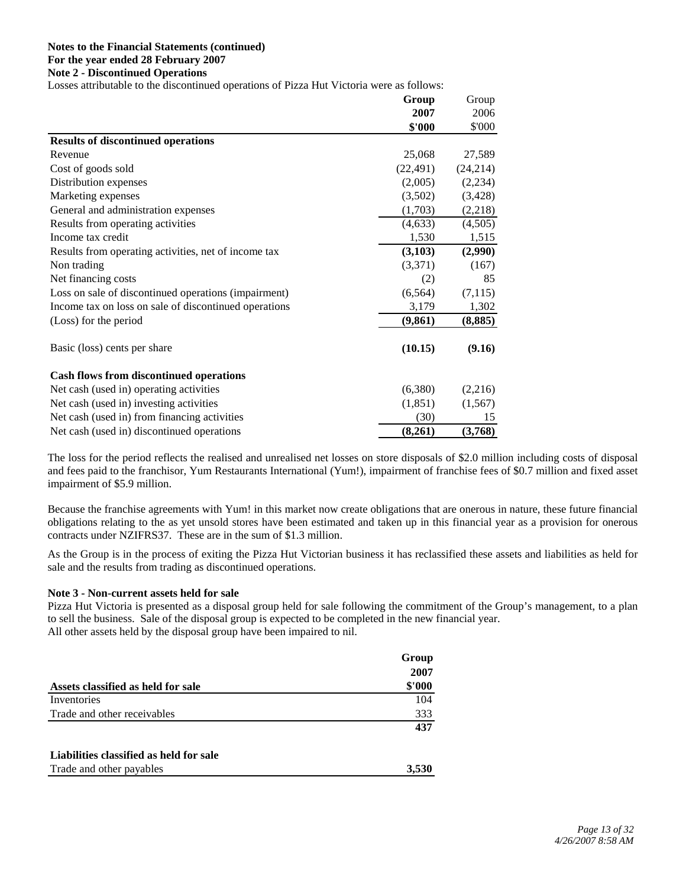**Notes to the Financial Statements (continued)**
**For the year ended 28 February 2007**
**Note 2 - Discontinued Operations**

Losses attributable to the discontinued operations of Pizza Hut Victoria were as follows:

| | **Group 2007 \$'000** | Group 2006 \$'000 |
|---|---|---|
| **Results of discontinued operations** | | |
| Revenue | 25,068 | 27,589 |
| Cost of goods sold | (22,491) | (24,214) |
| Distribution expenses | (2,005) | (2,234) |
| Marketing expenses | (3,502) | (3,428) |
| General and administration expenses | (1,703) | (2,218) |
| Results from operating activities | (4,633) | (4,505) |
| Income tax credit | 1,530 | 1,515 |
| Results from operating activities, net of income tax | **(3,103)** | **(2,990)** |
| Non trading | (3,371) | (167) |
| Net financing costs | (2) | 85 |
| Loss on sale of discontinued operations (impairment) | (6,564) | (7,115) |
| Income tax on loss on sale of discontinued operations | 3,179 | 1,302 |
| (Loss) for the period | **(9,861)** | **(8,885)** |
| | | |
| Basic (loss) cents per share | **(10.15)** | **(9.16)** |
| | | |
| **Cash flows from discontinued operations** | | |
| Net cash (used in) operating activities | (6,380) | (2,216) |
| Net cash (used in) investing activities | (1,851) | (1,567) |
| Net cash (used in) from financing activities | (30) | 15 |
| Net cash (used in) discontinued operations | **(8,261)** | **(3,768)** |

The loss for the period reflects the realised and unrealised net losses on store disposals of \$2.0 million including costs of disposal and fees paid to the franchisor, Yum Restaurants International (Yum!), impairment of franchise fees of \$0.7 million and fixed asset impairment of \$5.9 million.

Because the franchise agreements with Yum! in this market now create obligations that are onerous in nature, these future financial obligations relating to the as yet unsold stores have been estimated and taken up in this financial year as a provision for onerous contracts under NZIFRS37. These are in the sum of \$1.3 million.

As the Group is in the process of exiting the Pizza Hut Victorian business it has reclassified these assets and liabilities as held for sale and the results from trading as discontinued operations.

**Note 3 - Non-current assets held for sale**

Pizza Hut Victoria is presented as a disposal group held for sale following the commitment of the Group's management, to a plan to sell the business. Sale of the disposal group is expected to be completed in the new financial year.
All other assets held by the disposal group have been impaired to nil.

| | **Group 2007 \$'000** |
|---|---|
| **Assets classified as held for sale** | |
| Inventories | 104 |
| Trade and other receivables | 333 |
| | **437** |
| | |
| **Liabilities classified as held for sale** | |
| Trade and other payables | **3,530** |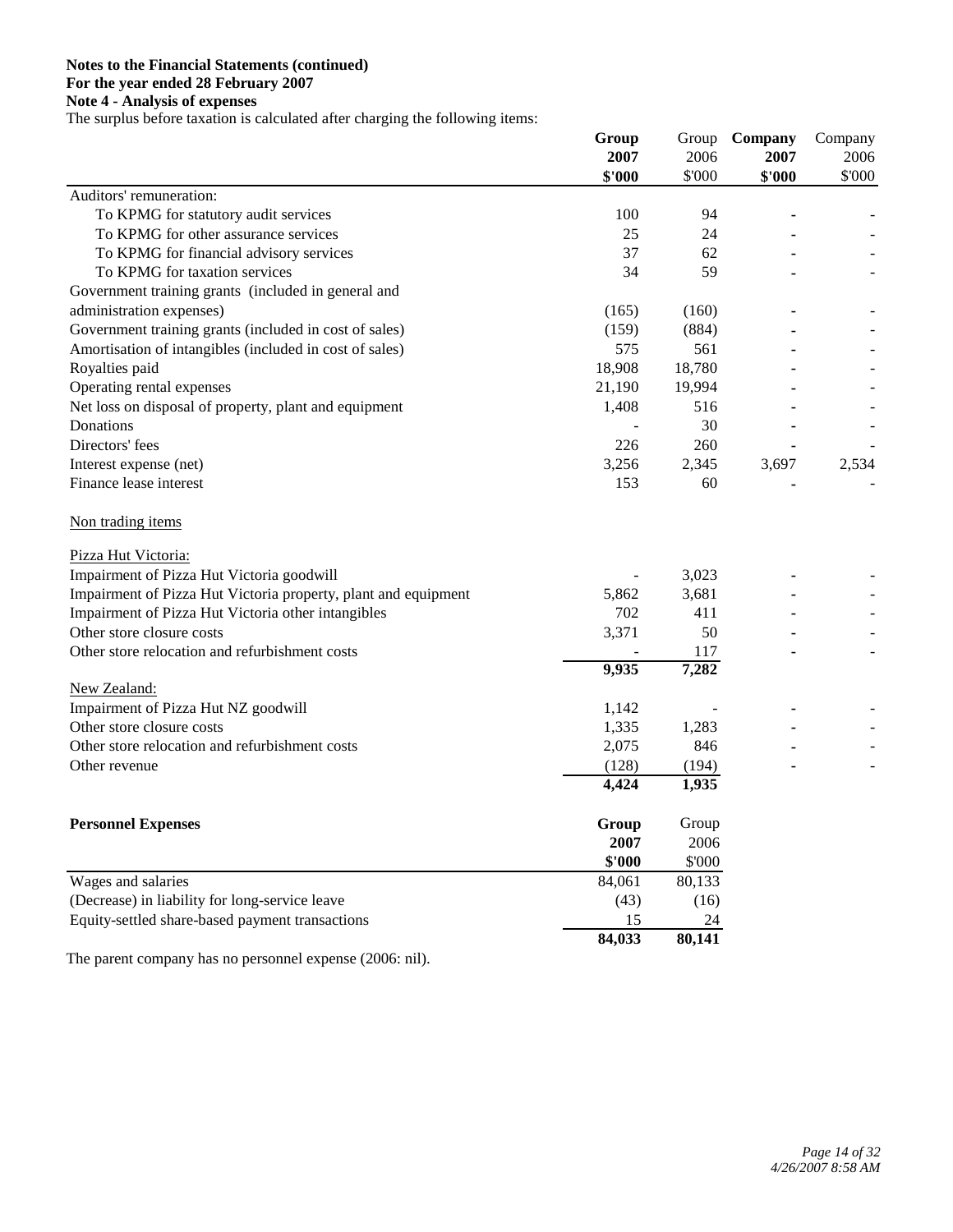**Notes to the Financial Statements (continued)**
**For the year ended 28 February 2007**
**Note 4 - Analysis of expenses**

The surplus before taxation is calculated after charging the following items:

| | **Group 2007 $'000** | Group 2006 $'000 | **Company 2007 $'000** | Company 2006 $'000 |
|---|---|---|---|---|
| Auditors' remuneration: | | | | |
| To KPMG for statutory audit services | 100 | 94 | - | - |
| To KPMG for other assurance services | 25 | 24 | - | - |
| To KPMG for financial advisory services | 37 | 62 | - | - |
| To KPMG for taxation services | 34 | 59 | - | - |
| Government training grants (included in general and administration expenses) | (165) | (160) | - | - |
| Government training grants (included in cost of sales) | (159) | (884) | - | - |
| Amortisation of intangibles (included in cost of sales) | 575 | 561 | - | - |
| Royalties paid | 18,908 | 18,780 | - | - |
| Operating rental expenses | 21,190 | 19,994 | - | - |
| Net loss on disposal of property, plant and equipment | 1,408 | 516 | - | - |
| Donations | - | 30 | - | - |
| Directors' fees | 226 | 260 | - | - |
| Interest expense (net) | 3,256 | 2,345 | 3,697 | 2,534 |
| Finance lease interest | 153 | 60 | - | - |
| Non trading items | | | | |
| Pizza Hut Victoria: | | | | |
| Impairment of Pizza Hut Victoria goodwill | - | 3,023 | - | - |
| Impairment of Pizza Hut Victoria property, plant and equipment | 5,862 | 3,681 | - | - |
| Impairment of Pizza Hut Victoria other intangibles | 702 | 411 | - | - |
| Other store closure costs | 3,371 | 50 | - | - |
| Other store relocation and refurbishment costs | - | 117 | - | - |
| | **9,935** | **7,282** | | |
| New Zealand: | | | | |
| Impairment of Pizza Hut NZ goodwill | 1,142 | - | - | - |
| Other store closure costs | 1,335 | 1,283 | - | - |
| Other store relocation and refurbishment costs | 2,075 | 846 | - | - |
| Other revenue | (128) | (194) | - | - |
| | **4,424** | **1,935** | | |

| **Personnel Expenses** | **Group 2007 $'000** | Group 2006 $'000 |
|---|---|---|
| Wages and salaries | 84,061 | 80,133 |
| (Decrease) in liability for long-service leave | (43) | (16) |
| Equity-settled share-based payment transactions | 15 | 24 |
| | **84,033** | **80,141** |

The parent company has no personnel expense (2006: nil).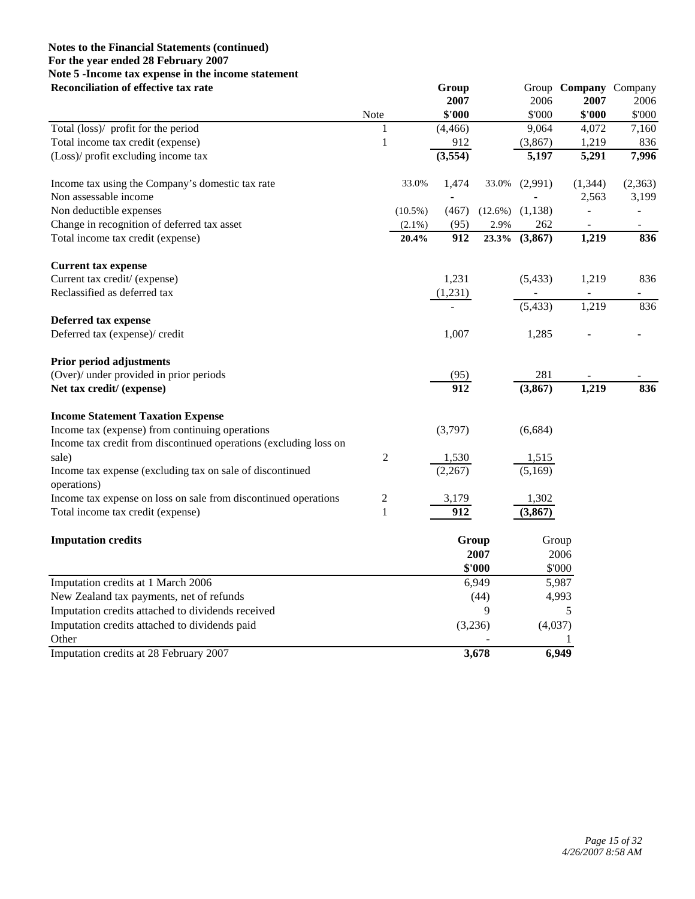**Notes to the Financial Statements (continued)**
**For the year ended 28 February 2007**
**Note 5 -Income tax expense in the income statement**

| Reconciliation of effective tax rate | Note | | Group 2007 $'000 | | Group 2006 $'000 | Company 2007 $'000 | Company 2006 $'000 |
|---|---|---|---|---|---|---|---|
| Total (loss)/ profit for the period | 1 | | (4,466) | | 9,064 | 4,072 | 7,160 |
| Total income tax credit (expense) | 1 | | 912 | | (3,867) | 1,219 | 836 |
| (Loss)/ profit excluding income tax | | | **(3,554)** | | **5,197** | **5,291** | **7,996** |
| | | | | | | | |
| Income tax using the Company's domestic tax rate | | 33.0% | 1,474 | 33.0% | (2,991) | (1,344) | (2,363) |
| Non assessable income | | | - | | - | 2,563 | 3,199 |
| Non deductible expenses | | (10.5%) | (467) | (12.6%) | (1,138) | - | - |
| Change in recognition of deferred tax asset | | (2.1%) | (95) | 2.9% | 262 | - | - |
| Total income tax credit (expense) | | **20.4%** | **912** | **23.3%** | **(3,867)** | **1,219** | **836** |
| | | | | | | | |
| **Current tax expense** | | | | | | | |
| Current tax credit/ (expense) | | | 1,231 | | (5,433) | 1,219 | 836 |
| Reclassified as deferred tax | | | (1,231) | | - | - | - |
| | | | - | | (5,433) | 1,219 | 836 |
| **Deferred tax expense** | | | | | | | |
| Deferred tax (expense)/ credit | | | 1,007 | | 1,285 | - | - |
| | | | | | | | |
| **Prior period adjustments** | | | | | | | |
| (Over)/ under provided in prior periods | | | (95) | | 281 | - | - |
| **Net tax credit/ (expense)** | | | **912** | | **(3,867)** | **1,219** | **836** |
| | | | | | | | |
| **Income Statement Taxation Expense** | | | | | | | |
| Income tax (expense) from continuing operations | | | (3,797) | | (6,684) | | |
| Income tax credit from discontinued operations (excluding loss on sale) | 2 | | 1,530 | | 1,515 | | |
| Income tax expense (excluding tax on sale of discontinued operations) | | | (2,267) | | (5,169) | | |
| Income tax expense on loss on sale from discontinued operations | 2 | | 3,179 | | 1,302 | | |
| Total income tax credit (expense) | 1 | | **912** | | **(3,867)** | | |

| Imputation credits | Group 2007 $'000 | Group 2006 $'000 |
|---|---|---|
| Imputation credits at 1 March 2006 | 6,949 | 5,987 |
| New Zealand tax payments, net of refunds | (44) | 4,993 |
| Imputation credits attached to dividends received | 9 | 5 |
| Imputation credits attached to dividends paid | (3,236) | (4,037) |
| Other | - | 1 |
| Imputation credits at 28 February 2007 | **3,678** | **6,949** |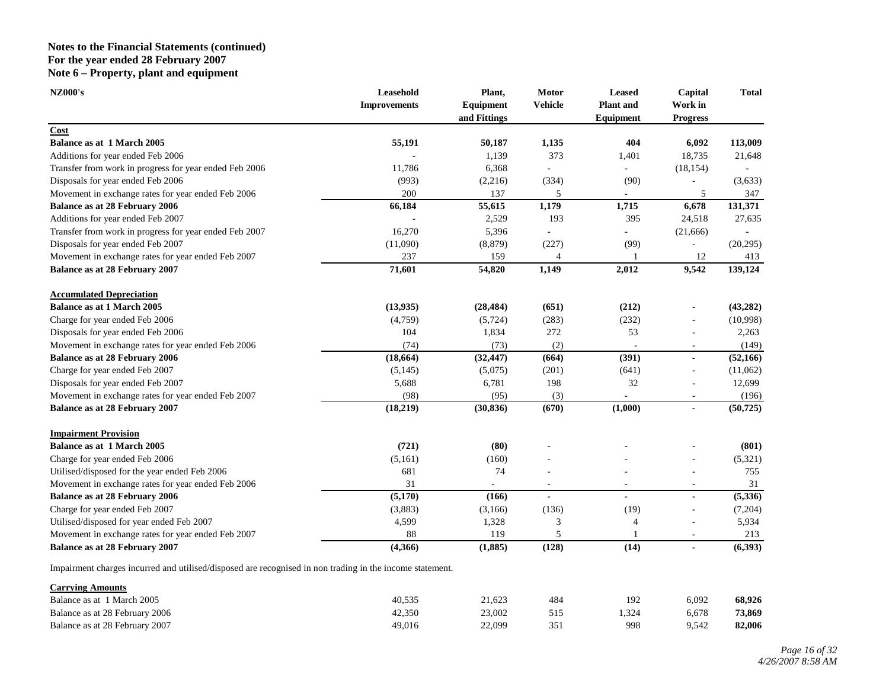**Notes to the Financial Statements (continued)**
**For the year ended 28 February 2007**
**Note 6 – Property, plant and equipment**

| NZ000's | Leasehold Improvements | Plant, Equipment and Fittings | Motor Vehicle | Leased Plant and Equipment | Capital Work in Progress | Total |
|---|---|---|---|---|---|---|
| **Cost** | | | | | | |
| **Balance as at 1 March 2005** | **55,191** | **50,187** | **1,135** | **404** | **6,092** | **113,009** |
| Additions for year ended Feb 2006 | - | 1,139 | 373 | 1,401 | 18,735 | 21,648 |
| Transfer from work in progress for year ended Feb 2006 | 11,786 | 6,368 | - | - | (18,154) | - |
| Disposals for year ended Feb 2006 | (993) | (2,216) | (334) | (90) | - | (3,633) |
| Movement in exchange rates for year ended Feb 2006 | 200 | 137 | 5 | - | 5 | 347 |
| **Balance as at 28 February 2006** | **66,184** | **55,615** | **1,179** | **1,715** | **6,678** | **131,371** |
| Additions for year ended Feb 2007 | - | 2,529 | 193 | 395 | 24,518 | 27,635 |
| Transfer from work in progress for year ended Feb 2007 | 16,270 | 5,396 | - | - | (21,666) | - |
| Disposals for year ended Feb 2007 | (11,090) | (8,879) | (227) | (99) | - | (20,295) |
| Movement in exchange rates for year ended Feb 2007 | 237 | 159 | 4 | 1 | 12 | 413 |
| **Balance as at 28 February 2007** | **71,601** | **54,820** | **1,149** | **2,012** | **9,542** | **139,124** |
| **Accumulated Depreciation** | | | | | | |
| **Balance as at 1 March 2005** | **(13,935)** | **(28,484)** | **(651)** | **(212)** | **-** | **(43,282)** |
| Charge for year ended Feb 2006 | (4,759) | (5,724) | (283) | (232) | - | (10,998) |
| Disposals for year ended Feb 2006 | 104 | 1,834 | 272 | 53 | - | 2,263 |
| Movement in exchange rates for year ended Feb 2006 | (74) | (73) | (2) | - | - | (149) |
| **Balance as at 28 February 2006** | **(18,664)** | **(32,447)** | **(664)** | **(391)** | **-** | **(52,166)** |
| Charge for year ended Feb 2007 | (5,145) | (5,075) | (201) | (641) | - | (11,062) |
| Disposals for year ended Feb 2007 | 5,688 | 6,781 | 198 | 32 | - | 12,699 |
| Movement in exchange rates for year ended Feb 2007 | (98) | (95) | (3) | - | - | (196) |
| **Balance as at 28 February 2007** | **(18,219)** | **(30,836)** | **(670)** | **(1,000)** | **-** | **(50,725)** |
| **Impairment Provision** | | | | | | |
| **Balance as at 1 March 2005** | **(721)** | **(80)** | **-** | **-** | **-** | **(801)** |
| Charge for year ended Feb 2006 | (5,161) | (160) | - | - | - | (5,321) |
| Utilised/disposed for the year ended Feb 2006 | 681 | 74 | - | - | - | 755 |
| Movement in exchange rates for year ended Feb 2006 | 31 | - | - | - | - | 31 |
| **Balance as at 28 February 2006** | **(5,170)** | **(166)** | **-** | **-** | **-** | **(5,336)** |
| Charge for year ended Feb 2007 | (3,883) | (3,166) | (136) | (19) | - | (7,204) |
| Utilised/disposed for year ended Feb 2007 | 4,599 | 1,328 | 3 | 4 | - | 5,934 |
| Movement in exchange rates for year ended Feb 2007 | 88 | 119 | 5 | 1 | - | 213 |
| **Balance as at 28 February 2007** | **(4,366)** | **(1,885)** | **(128)** | **(14)** | **-** | **(6,393)** |

Impairment charges incurred and utilised/disposed are recognised in non trading in the income statement.

| **Carrying Amounts** | Leasehold Improvements | Plant, Equipment and Fittings | Motor Vehicle | Leased Plant and Equipment | Capital Work in Progress | Total |
|---|---|---|---|---|---|---|
| Balance as at 1 March 2005 | 40,535 | 21,623 | 484 | 192 | 6,092 | **68,926** |
| Balance as at 28 February 2006 | 42,350 | 23,002 | 515 | 1,324 | 6,678 | **73,869** |
| Balance as at 28 February 2007 | 49,016 | 22,099 | 351 | 998 | 9,542 | **82,006** |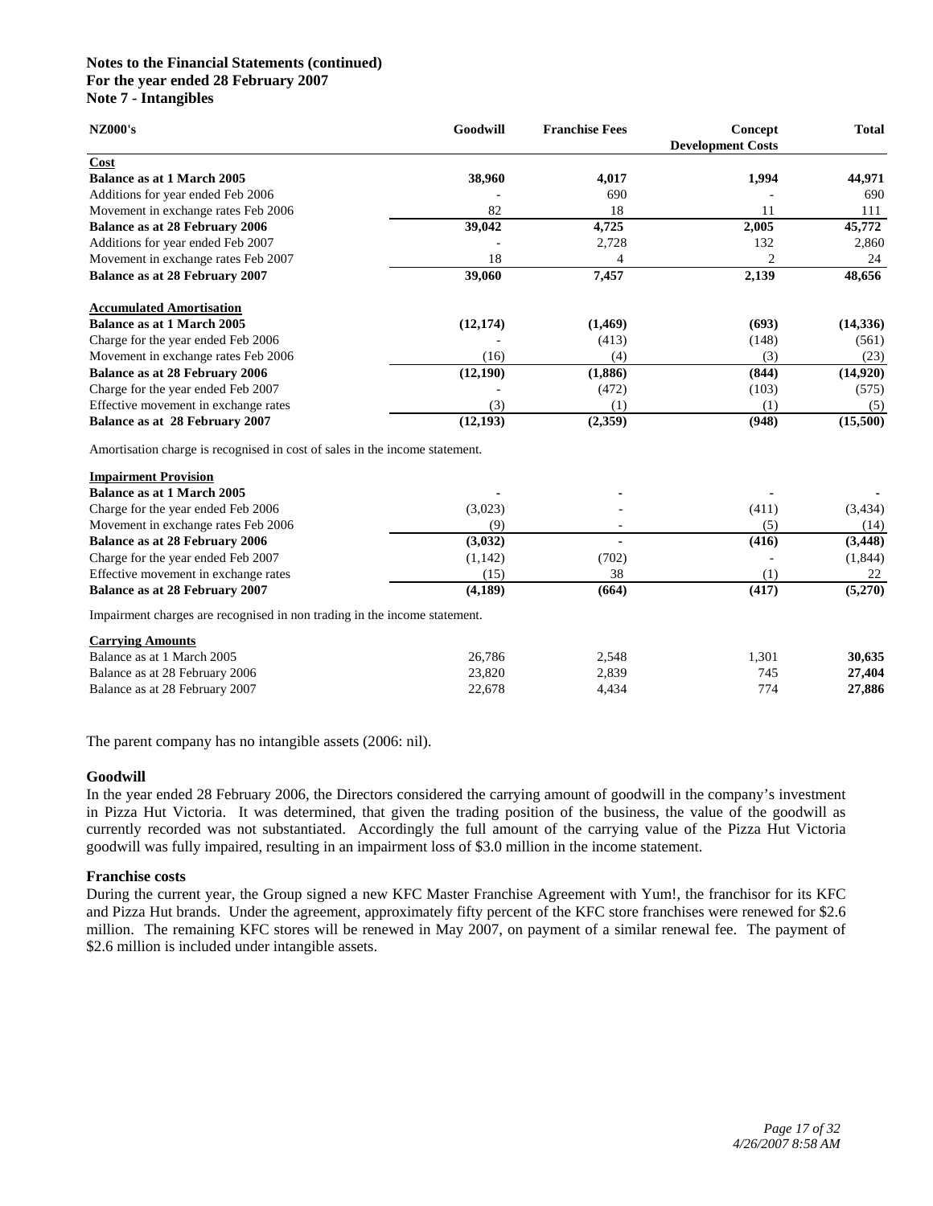**Notes to the Financial Statements (continued)**
**For the year ended 28 February 2007**
**Note 7 - Intangibles**

| NZ000's | Goodwill | Franchise Fees | Concept Development Costs | Total |
|---|---|---|---|---|
| **Cost** | | | | |
| **Balance as at 1 March 2005** | **38,960** | **4,017** | **1,994** | **44,971** |
| Additions for year ended Feb 2006 | - | 690 | - | 690 |
| Movement in exchange rates Feb 2006 | 82 | 18 | 11 | 111 |
| **Balance as at 28 February 2006** | **39,042** | **4,725** | **2,005** | **45,772** |
| Additions for year ended Feb 2007 | - | 2,728 | 132 | 2,860 |
| Movement in exchange rates Feb 2007 | 18 | 4 | 2 | 24 |
| **Balance as at 28 February 2007** | **39,060** | **7,457** | **2,139** | **48,656** |
| **Accumulated Amortisation** | | | | |
| **Balance as at 1 March 2005** | **(12,174)** | **(1,469)** | **(693)** | **(14,336)** |
| Charge for the year ended Feb 2006 | - | (413) | (148) | (561) |
| Movement in exchange rates Feb 2006 | (16) | (4) | (3) | (23) |
| **Balance as at 28 February 2006** | **(12,190)** | **(1,886)** | **(844)** | **(14,920)** |
| Charge for the year ended Feb 2007 | - | (472) | (103) | (575) |
| Effective movement in exchange rates | (3) | (1) | (1) | (5) |
| **Balance as at 28 February 2007** | **(12,193)** | **(2,359)** | **(948)** | **(15,500)** |

Amortisation charge is recognised in cost of sales in the income statement.

| NZ000's | Goodwill | Franchise Fees | Concept Development Costs | Total |
|---|---|---|---|---|
| **Impairment Provision** | | | | |
| **Balance as at 1 March 2005** | **-** | **-** | **-** | **-** |
| Charge for the year ended Feb 2006 | (3,023) | - | (411) | (3,434) |
| Movement in exchange rates Feb 2006 | (9) | - | (5) | (14) |
| **Balance as at 28 February 2006** | **(3,032)** | **-** | **(416)** | **(3,448)** |
| Charge for the year ended Feb 2007 | (1,142) | (702) | - | (1,844) |
| Effective movement in exchange rates | (15) | 38 | (1) | 22 |
| **Balance as at 28 February 2007** | **(4,189)** | **(664)** | **(417)** | **(5,270)** |

Impairment charges are recognised in non trading in the income statement.

| NZ000's | Goodwill | Franchise Fees | Concept Development Costs | Total |
|---|---|---|---|---|
| **Carrying Amounts** | | | | |
| Balance as at 1 March 2005 | 26,786 | 2,548 | 1,301 | **30,635** |
| Balance as at 28 February 2006 | 23,820 | 2,839 | 745 | **27,404** |
| Balance as at 28 February 2007 | 22,678 | 4,434 | 774 | **27,886** |

The parent company has no intangible assets (2006: nil).

### Goodwill

In the year ended 28 February 2006, the Directors considered the carrying amount of goodwill in the company's investment in Pizza Hut Victoria. It was determined, that given the trading position of the business, the value of the goodwill as currently recorded was not substantiated. Accordingly the full amount of the carrying value of the Pizza Hut Victoria goodwill was fully impaired, resulting in an impairment loss of $3.0 million in the income statement.

### Franchise costs

During the current year, the Group signed a new KFC Master Franchise Agreement with Yum!, the franchisor for its KFC and Pizza Hut brands. Under the agreement, approximately fifty percent of the KFC store franchises were renewed for $2.6 million. The remaining KFC stores will be renewed in May 2007, on payment of a similar renewal fee. The payment of $2.6 million is included under intangible assets.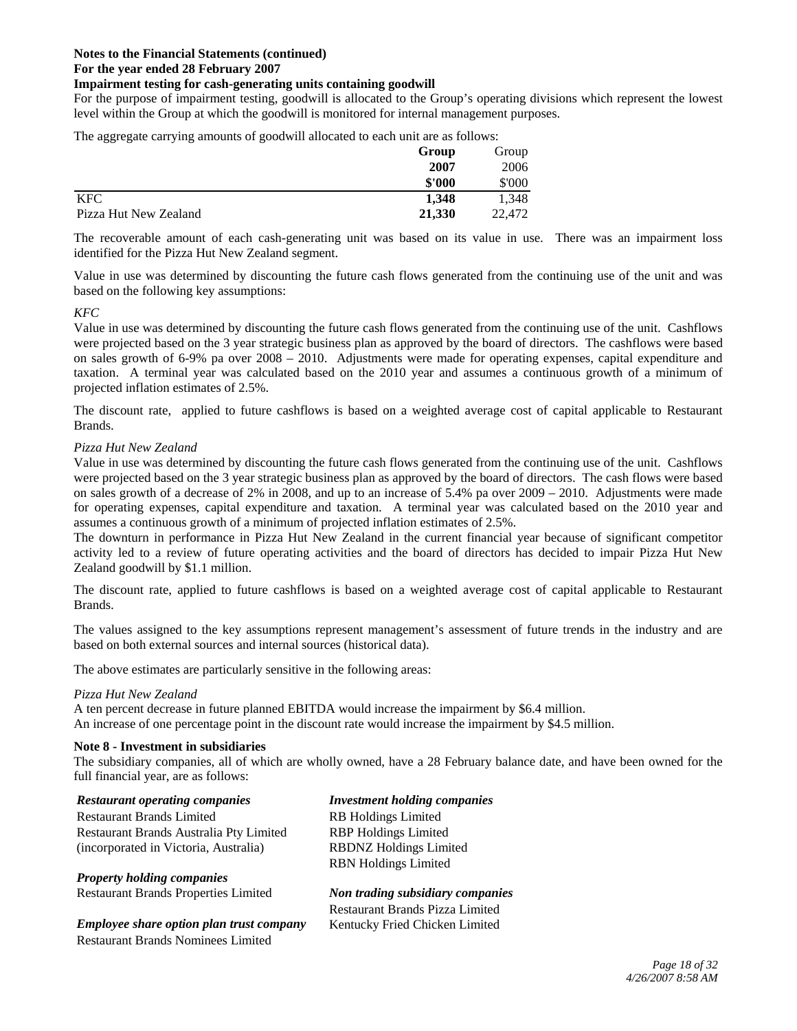**Notes to the Financial Statements (continued)**
**For the year ended 28 February 2007**
**Impairment testing for cash-generating units containing goodwill**

For the purpose of impairment testing, goodwill is allocated to the Group's operating divisions which represent the lowest level within the Group at which the goodwill is monitored for internal management purposes.

The aggregate carrying amounts of goodwill allocated to each unit are as follows:

| | **Group 2007 $'000** | Group 2006 $'000 |
|---|---|---|
| KFC | **1,348** | 1,348 |
| Pizza Hut New Zealand | **21,330** | 22,472 |

The recoverable amount of each cash-generating unit was based on its value in use. There was an impairment loss identified for the Pizza Hut New Zealand segment.

Value in use was determined by discounting the future cash flows generated from the continuing use of the unit and was based on the following key assumptions:

*KFC*

Value in use was determined by discounting the future cash flows generated from the continuing use of the unit. Cashflows were projected based on the 3 year strategic business plan as approved by the board of directors. The cashflows were based on sales growth of 6-9% pa over 2008 – 2010. Adjustments were made for operating expenses, capital expenditure and taxation. A terminal year was calculated based on the 2010 year and assumes a continuous growth of a minimum of projected inflation estimates of 2.5%.

The discount rate, applied to future cashflows is based on a weighted average cost of capital applicable to Restaurant Brands.

*Pizza Hut New Zealand*

Value in use was determined by discounting the future cash flows generated from the continuing use of the unit. Cashflows were projected based on the 3 year strategic business plan as approved by the board of directors. The cash flows were based on sales growth of a decrease of 2% in 2008, and up to an increase of 5.4% pa over 2009 – 2010. Adjustments were made for operating expenses, capital expenditure and taxation. A terminal year was calculated based on the 2010 year and assumes a continuous growth of a minimum of projected inflation estimates of 2.5%.

The downturn in performance in Pizza Hut New Zealand in the current financial year because of significant competitor activity led to a review of future operating activities and the board of directors has decided to impair Pizza Hut New Zealand goodwill by $1.1 million.

The discount rate, applied to future cashflows is based on a weighted average cost of capital applicable to Restaurant Brands.

The values assigned to the key assumptions represent management's assessment of future trends in the industry and are based on both external sources and internal sources (historical data).

The above estimates are particularly sensitive in the following areas:

*Pizza Hut New Zealand*

A ten percent decrease in future planned EBITDA would increase the impairment by $6.4 million.
An increase of one percentage point in the discount rate would increase the impairment by $4.5 million.

**Note 8 - Investment in subsidiaries**

The subsidiary companies, all of which are wholly owned, have a 28 February balance date, and have been owned for the full financial year, are as follows:

***Restaurant operating companies***
Restaurant Brands Limited
Restaurant Brands Australia Pty Limited
(incorporated in Victoria, Australia)

***Property holding companies***
Restaurant Brands Properties Limited

***Employee share option plan trust company***
Restaurant Brands Nominees Limited

***Investment holding companies***
RB Holdings Limited
RBP Holdings Limited
RBDNZ Holdings Limited
RBN Holdings Limited

***Non trading subsidiary companies***
Restaurant Brands Pizza Limited
Kentucky Fried Chicken Limited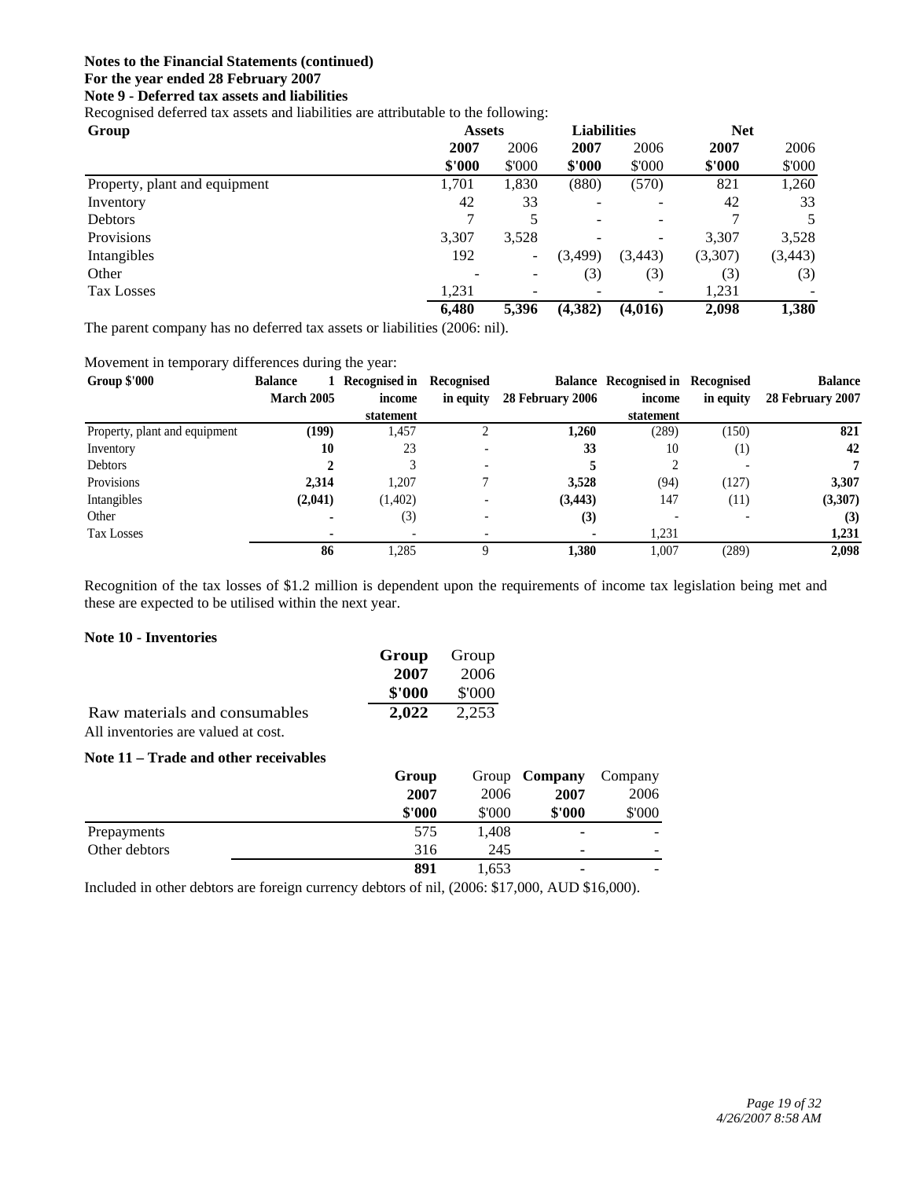**Notes to the Financial Statements (continued)**
**For the year ended 28 February 2007**
**Note 9 - Deferred tax assets and liabilities**

Recognised deferred tax assets and liabilities are attributable to the following:

| Group | Assets | | Liabilities | | Net | |
|---|---|---|---|---|---|---|
| | **2007** | 2006 | **2007** | 2006 | **2007** | 2006 |
| | **$'000** | $'000 | **$'000** | $'000 | **$'000** | $'000 |
| Property, plant and equipment | 1,701 | 1,830 | (880) | (570) | 821 | 1,260 |
| Inventory | 42 | 33 | - | - | 42 | 33 |
| Debtors | 7 | 5 | - | - | 7 | 5 |
| Provisions | 3,307 | 3,528 | - | - | 3,307 | 3,528 |
| Intangibles | 192 | - | (3,499) | (3,443) | (3,307) | (3,443) |
| Other | - | - | (3) | (3) | (3) | (3) |
| Tax Losses | 1,231 | - | - | - | 1,231 | - |
| | **6,480** | **5,396** | **(4,382)** | **(4,016)** | **2,098** | **1,380** |

The parent company has no deferred tax assets or liabilities (2006: nil).

Movement in temporary differences during the year:

| Group $'000 | Balance 1 March 2005 | Recognised in income statement | Recognised in equity | Balance 28 February 2006 | Recognised in income statement | Recognised in equity | Balance 28 February 2007 |
|---|---|---|---|---|---|---|---|
| Property, plant and equipment | **(199)** | 1,457 | 2 | **1,260** | (289) | (150) | **821** |
| Inventory | **10** | 23 | - | **33** | 10 | (1) | **42** |
| Debtors | **2** | 3 | - | **5** | 2 | - | **7** |
| Provisions | **2,314** | 1,207 | 7 | **3,528** | (94) | (127) | **3,307** |
| Intangibles | **(2,041)** | (1,402) | - | **(3,443)** | 147 | (11) | **(3,307)** |
| Other | **-** | (3) | - | **(3)** | - | - | **(3)** |
| Tax Losses | **-** | - | - | **-** | 1,231 | | **1,231** |
| | **86** | 1,285 | 9 | **1,380** | 1,007 | (289) | **2,098** |

Recognition of the tax losses of $1.2 million is dependent upon the requirements of income tax legislation being met and these are expected to be utilised within the next year.

**Note 10 - Inventories**

| | **Group** | Group |
|---|---|---|
| | **2007** | 2006 |
| | **$'000** | $'000 |
| Raw materials and consumables | **2,022** | 2,253 |

All inventories are valued at cost.

**Note 11 – Trade and other receivables**

| | **Group** | Group | **Company** | Company |
|---|---|---|---|---|
| | **2007** | 2006 | **2007** | 2006 |
| | **$'000** | $'000 | **$'000** | $'000 |
| Prepayments | 575 | 1,408 | - | - |
| Other debtors | 316 | 245 | - | - |
| | **891** | 1,653 | - | - |

Included in other debtors are foreign currency debtors of nil, (2006: $17,000, AUD $16,000).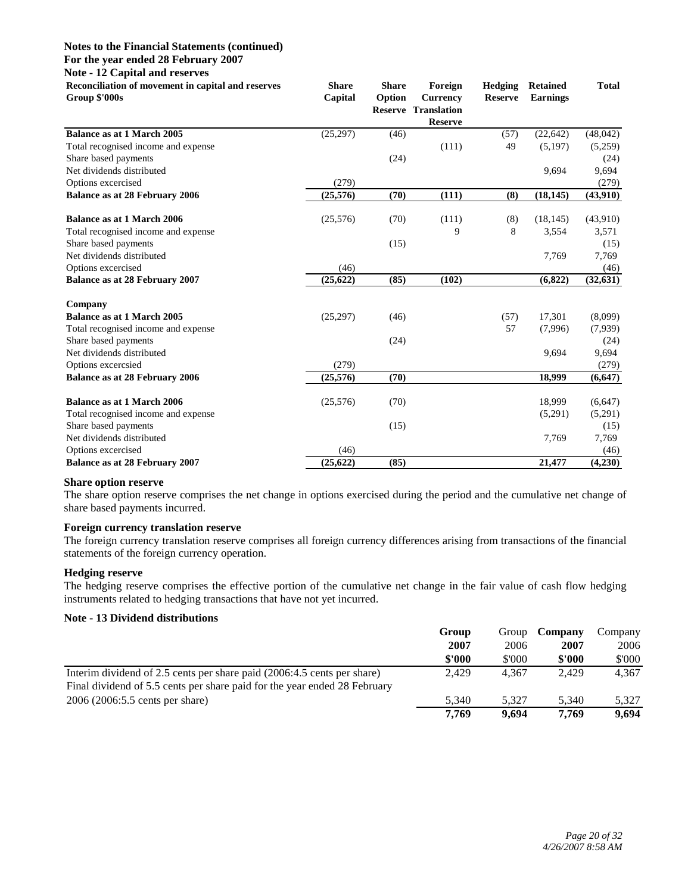**Notes to the Financial Statements (continued)**
**For the year ended 28 February 2007**
**Note - 12 Capital and reserves**

| Reconciliation of movement in capital and reserves Group $'000s | Share Capital | Share Option Reserve | Foreign Currency Translation Reserve | Hedging Reserve | Retained Earnings | Total |
|---|---|---|---|---|---|---|
| **Balance as at 1 March 2005** | (25,297) | (46) | | (57) | (22,642) | (48,042) |
| Total recognised income and expense | | | (111) | 49 | (5,197) | (5,259) |
| Share based payments | | (24) | | | | (24) |
| Net dividends distributed | | | | | 9,694 | 9,694 |
| Options excercised | (279) | | | | | (279) |
| **Balance as at 28 February 2006** | **(25,576)** | **(70)** | **(111)** | **(8)** | **(18,145)** | **(43,910)** |
| | | | | | | |
| **Balance as at 1 March 2006** | (25,576) | (70) | (111) | (8) | (18,145) | (43,910) |
| Total recognised income and expense | | | 9 | 8 | 3,554 | 3,571 |
| Share based payments | | (15) | | | | (15) |
| Net dividends distributed | | | | | 7,769 | 7,769 |
| Options excercised | (46) | | | | | (46) |
| **Balance as at 28 February 2007** | **(25,622)** | **(85)** | **(102)** | | **(6,822)** | **(32,631)** |
| | | | | | | |
| **Company** | | | | | | |
| **Balance as at 1 March 2005** | (25,297) | (46) | | (57) | 17,301 | (8,099) |
| Total recognised income and expense | | | | 57 | (7,996) | (7,939) |
| Share based payments | | (24) | | | | (24) |
| Net dividends distributed | | | | | 9,694 | 9,694 |
| Options excercsied | (279) | | | | | (279) |
| **Balance as at 28 February 2006** | **(25,576)** | **(70)** | | | **18,999** | **(6,647)** |
| | | | | | | |
| **Balance as at 1 March 2006** | (25,576) | (70) | | | 18,999 | (6,647) |
| Total recognised income and expense | | | | | (5,291) | (5,291) |
| Share based payments | | (15) | | | | (15) |
| Net dividends distributed | | | | | 7,769 | 7,769 |
| Options excercised | (46) | | | | | (46) |
| **Balance as at 28 February 2007** | **(25,622)** | **(85)** | | | **21,477** | **(4,230)** |

**Share option reserve**

The share option reserve comprises the net change in options exercised during the period and the cumulative net change of share based payments incurred.

**Foreign currency translation reserve**

The foreign currency translation reserve comprises all foreign currency differences arising from transactions of the financial statements of the foreign currency operation.

**Hedging reserve**

The hedging reserve comprises the effective portion of the cumulative net change in the fair value of cash flow hedging instruments related to hedging transactions that have not yet incurred.

**Note - 13 Dividend distributions**

| | **Group 2007 $'000** | Group 2006 $'000 | **Company 2007 $'000** | Company 2006 $'000 |
|---|---|---|---|---|
| Interim dividend of 2.5 cents per share paid (2006:4.5 cents per share) | 2,429 | 4,367 | 2,429 | 4,367 |
| Final dividend of 5.5 cents per share paid for the year ended 28 February 2006 (2006:5.5 cents per share) | 5,340 | 5,327 | 5,340 | 5,327 |
| | **7,769** | **9,694** | **7,769** | **9,694** |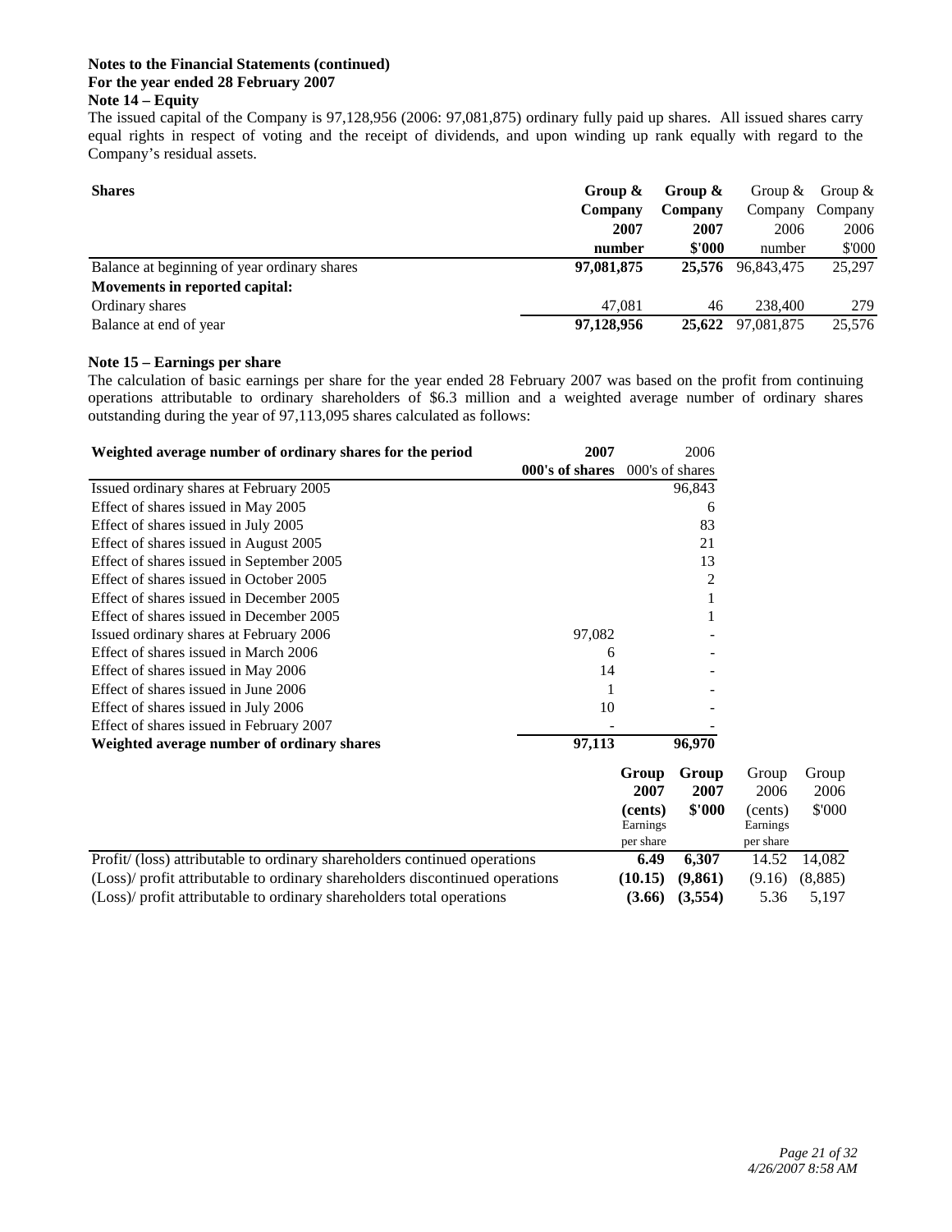**Notes to the Financial Statements (continued)**
**For the year ended 28 February 2007**
**Note 14 – Equity**

The issued capital of the Company is 97,128,956 (2006: 97,081,875) ordinary fully paid up shares. All issued shares carry equal rights in respect of voting and the receipt of dividends, and upon winding up rank equally with regard to the Company's residual assets.

| **Shares** | **Group & Company 2007 number** | **Group & Company 2007 $'000** | Group & Company 2006 number | Group & Company 2006 $'000 |
|---|---|---|---|---|
| Balance at beginning of year ordinary shares | **97,081,875** | **25,576** | 96,843,475 | 25,297 |
| **Movements in reported capital:** | | | | |
| Ordinary shares | 47,081 | 46 | 238,400 | 279 |
| Balance at end of year | **97,128,956** | **25,622** | 97,081,875 | 25,576 |

**Note 15 – Earnings per share**

The calculation of basic earnings per share for the year ended 28 February 2007 was based on the profit from continuing operations attributable to ordinary shareholders of $6.3 million and a weighted average number of ordinary shares outstanding during the year of 97,113,095 shares calculated as follows:

| **Weighted average number of ordinary shares for the period** | **2007 000's of shares** | 2006 000's of shares |
|---|---|---|
| Issued ordinary shares at February 2005 | | 96,843 |
| Effect of shares issued in May 2005 | | 6 |
| Effect of shares issued in July 2005 | | 83 |
| Effect of shares issued in August 2005 | | 21 |
| Effect of shares issued in September 2005 | | 13 |
| Effect of shares issued in October 2005 | | 2 |
| Effect of shares issued in December 2005 | | 1 |
| Effect of shares issued in December 2005 | | 1 |
| Issued ordinary shares at February 2006 | 97,082 | - |
| Effect of shares issued in March 2006 | 6 | - |
| Effect of shares issued in May 2006 | 14 | - |
| Effect of shares issued in June 2006 | 1 | - |
| Effect of shares issued in July 2006 | 10 | - |
| Effect of shares issued in February 2007 | - | - |
| **Weighted average number of ordinary shares** | **97,113** | **96,970** |

| | **Group 2007 (cents)** Earnings per share | **Group 2007 $'000** | Group 2006 (cents) Earnings per share | Group 2006 $'000 |
|---|---|---|---|---|
| Profit/ (loss) attributable to ordinary shareholders continued operations | **6.49** | **6,307** | 14.52 | 14,082 |
| (Loss)/ profit attributable to ordinary shareholders discontinued operations | **(10.15)** | **(9,861)** | (9.16) | (8,885) |
| (Loss)/ profit attributable to ordinary shareholders total operations | **(3.66)** | **(3,554)** | 5.36 | 5,197 |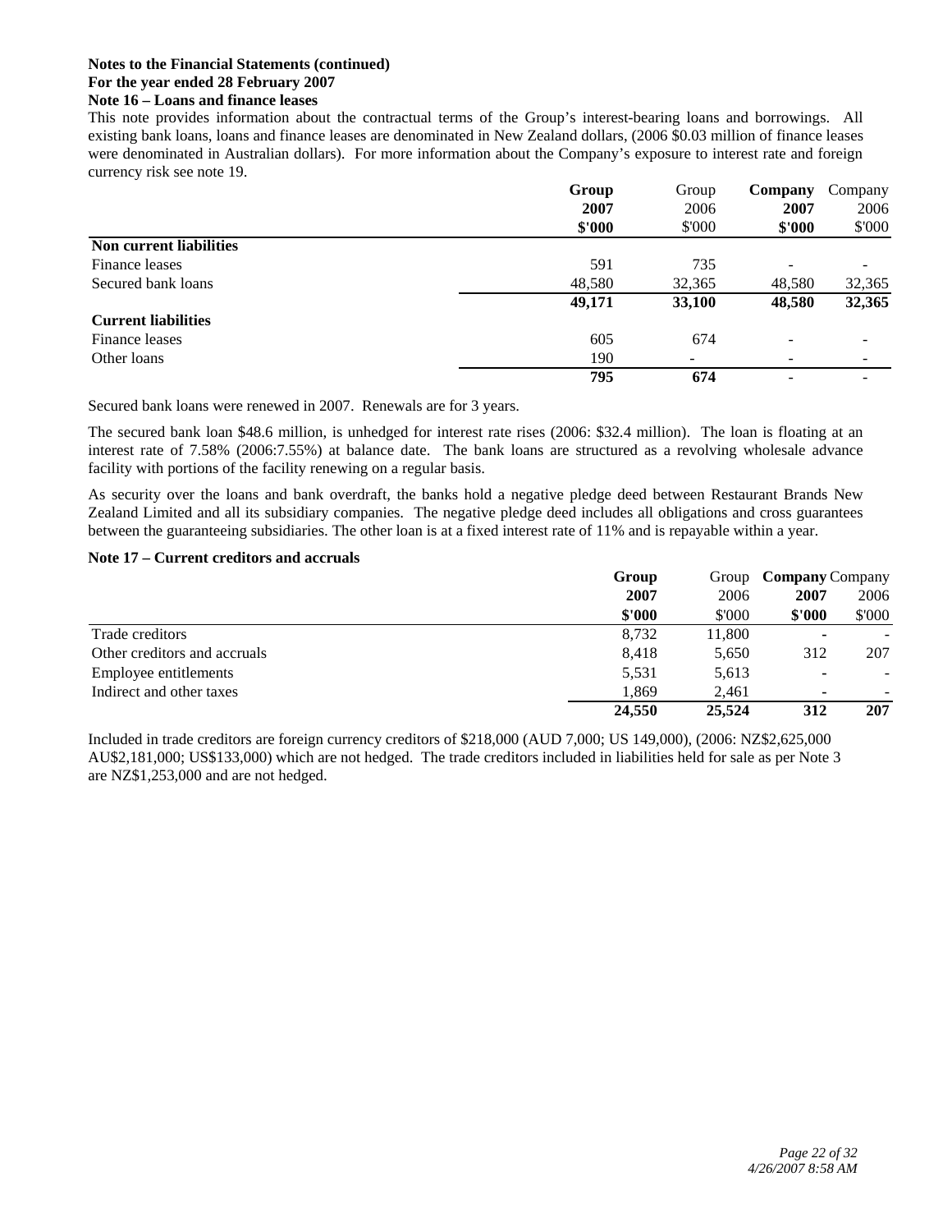**Notes to the Financial Statements (continued)**
**For the year ended 28 February 2007**
**Note 16 – Loans and finance leases**

This note provides information about the contractual terms of the Group's interest-bearing loans and borrowings. All existing bank loans, loans and finance leases are denominated in New Zealand dollars, (2006 $0.03 million of finance leases were denominated in Australian dollars). For more information about the Company's exposure to interest rate and foreign currency risk see note 19.

| | **Group 2007 $'000** | Group 2006 $'000 | **Company 2007 $'000** | Company 2006 $'000 |
|---|---|---|---|---|
| **Non current liabilities** | | | | |
| Finance leases | 591 | 735 | - | - |
| Secured bank loans | 48,580 | 32,365 | 48,580 | 32,365 |
| | **49,171** | **33,100** | **48,580** | **32,365** |
| **Current liabilities** | | | | |
| Finance leases | 605 | 674 | - | - |
| Other loans | 190 | - | - | - |
| | **795** | **674** | - | - |

Secured bank loans were renewed in 2007. Renewals are for 3 years.

The secured bank loan $48.6 million, is unhedged for interest rate rises (2006: $32.4 million). The loan is floating at an interest rate of 7.58% (2006:7.55%) at balance date. The bank loans are structured as a revolving wholesale advance facility with portions of the facility renewing on a regular basis.

As security over the loans and bank overdraft, the banks hold a negative pledge deed between Restaurant Brands New Zealand Limited and all its subsidiary companies. The negative pledge deed includes all obligations and cross guarantees between the guaranteeing subsidiaries. The other loan is at a fixed interest rate of 11% and is repayable within a year.

**Note 17 – Current creditors and accruals**

| | **Group 2007 $'000** | Group 2006 $'000 | **Company 2007 $'000** | Company 2006 $'000 |
|---|---|---|---|---|
| Trade creditors | 8,732 | 11,800 | - | - |
| Other creditors and accruals | 8,418 | 5,650 | 312 | 207 |
| Employee entitlements | 5,531 | 5,613 | - | - |
| Indirect and other taxes | 1,869 | 2,461 | - | - |
| | **24,550** | **25,524** | **312** | **207** |

Included in trade creditors are foreign currency creditors of $218,000 (AUD 7,000; US 149,000), (2006: NZ$2,625,000 AU$2,181,000; US$133,000) which are not hedged. The trade creditors included in liabilities held for sale as per Note 3 are NZ$1,253,000 and are not hedged.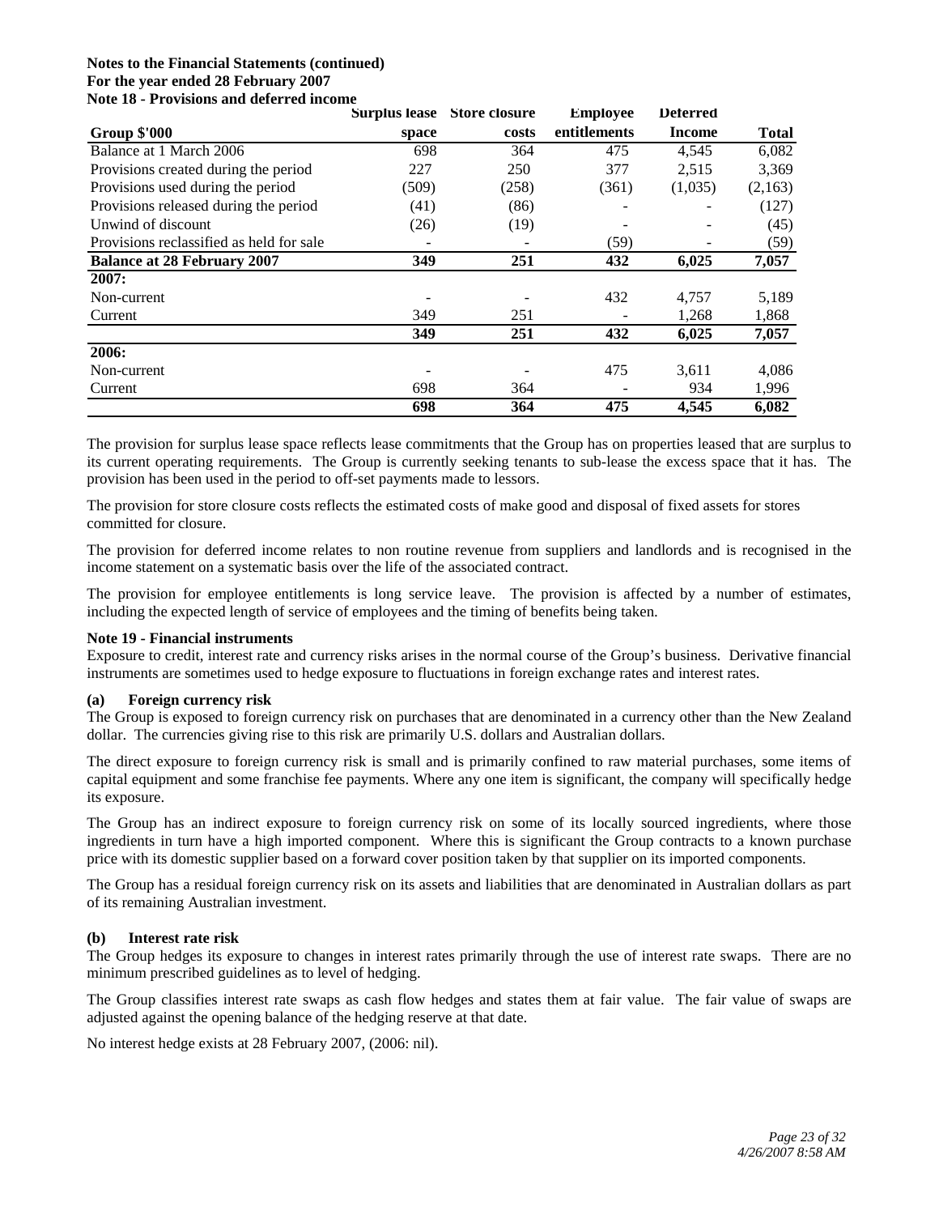**Notes to the Financial Statements (continued)**
**For the year ended 28 February 2007**
**Note 18 - Provisions and deferred income**

| Group $'000 | Surplus lease space | Store closure costs | Employee entitlements | Deferred Income | Total |
|---|---|---|---|---|---|
| Balance at 1 March 2006 | 698 | 364 | 475 | 4,545 | 6,082 |
| Provisions created during the period | 227 | 250 | 377 | 2,515 | 3,369 |
| Provisions used during the period | (509) | (258) | (361) | (1,035) | (2,163) |
| Provisions released during the period | (41) | (86) | - | - | (127) |
| Unwind of discount | (26) | (19) | - | - | (45) |
| Provisions reclassified as held for sale | - | - | (59) | - | (59) |
| **Balance at 28 February 2007** | **349** | **251** | **432** | **6,025** | **7,057** |
| **2007:** | | | | | |
| Non-current | - | - | 432 | 4,757 | 5,189 |
| Current | 349 | 251 | - | 1,268 | 1,868 |
| | **349** | **251** | **432** | **6,025** | **7,057** |
| **2006:** | | | | | |
| Non-current | - | - | 475 | 3,611 | 4,086 |
| Current | 698 | 364 | - | 934 | 1,996 |
| | **698** | **364** | **475** | **4,545** | **6,082** |

The provision for surplus lease space reflects lease commitments that the Group has on properties leased that are surplus to its current operating requirements. The Group is currently seeking tenants to sub-lease the excess space that it has. The provision has been used in the period to off-set payments made to lessors.

The provision for store closure costs reflects the estimated costs of make good and disposal of fixed assets for stores committed for closure.

The provision for deferred income relates to non routine revenue from suppliers and landlords and is recognised in the income statement on a systematic basis over the life of the associated contract.

The provision for employee entitlements is long service leave. The provision is affected by a number of estimates, including the expected length of service of employees and the timing of benefits being taken.

**Note 19 - Financial instruments**

Exposure to credit, interest rate and currency risks arises in the normal course of the Group's business. Derivative financial instruments are sometimes used to hedge exposure to fluctuations in foreign exchange rates and interest rates.

**(a) Foreign currency risk**

The Group is exposed to foreign currency risk on purchases that are denominated in a currency other than the New Zealand dollar. The currencies giving rise to this risk are primarily U.S. dollars and Australian dollars.

The direct exposure to foreign currency risk is small and is primarily confined to raw material purchases, some items of capital equipment and some franchise fee payments. Where any one item is significant, the company will specifically hedge its exposure.

The Group has an indirect exposure to foreign currency risk on some of its locally sourced ingredients, where those ingredients in turn have a high imported component. Where this is significant the Group contracts to a known purchase price with its domestic supplier based on a forward cover position taken by that supplier on its imported components.

The Group has a residual foreign currency risk on its assets and liabilities that are denominated in Australian dollars as part of its remaining Australian investment.

**(b) Interest rate risk**

The Group hedges its exposure to changes in interest rates primarily through the use of interest rate swaps. There are no minimum prescribed guidelines as to level of hedging.

The Group classifies interest rate swaps as cash flow hedges and states them at fair value. The fair value of swaps are adjusted against the opening balance of the hedging reserve at that date.

No interest hedge exists at 28 February 2007, (2006: nil).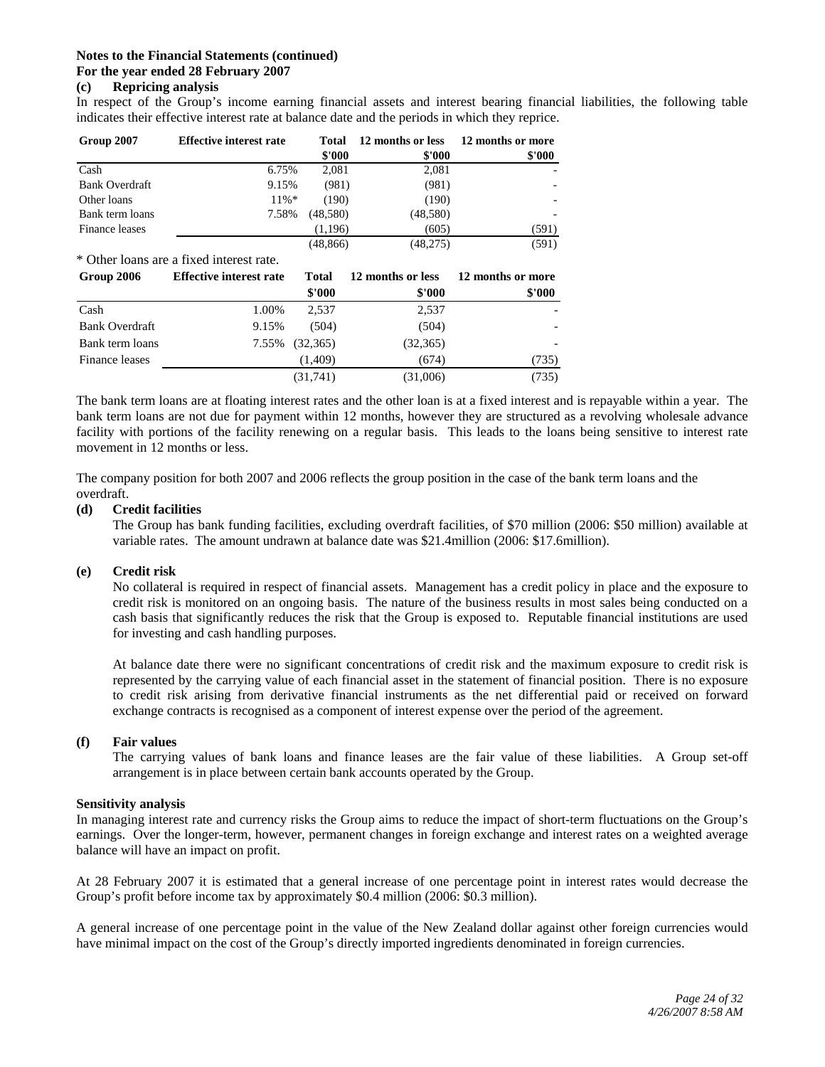**Notes to the Financial Statements (continued)**
**For the year ended 28 February 2007**

**(c) Repricing analysis**

In respect of the Group's income earning financial assets and interest bearing financial liabilities, the following table indicates their effective interest rate at balance date and the periods in which they reprice.

| Group 2007 | Effective interest rate | Total | 12 months or less | 12 months or more |
|---|---|---|---|---|
| | | $'000 | $'000 | $'000 |
| Cash | 6.75% | 2,081 | 2,081 | - |
| Bank Overdraft | 9.15% | (981) | (981) | - |
| Other loans | 11%* | (190) | (190) | - |
| Bank term loans | 7.58% | (48,580) | (48,580) | - |
| Finance leases | | (1,196) | (605) | (591) |
| | | (48,866) | (48,275) | (591) |

\* Other loans are a fixed interest rate.

| Group 2006 | Effective interest rate | Total | 12 months or less | 12 months or more |
|---|---|---|---|---|
| | | $'000 | $'000 | $'000 |
| Cash | 1.00% | 2,537 | 2,537 | - |
| Bank Overdraft | 9.15% | (504) | (504) | - |
| Bank term loans | 7.55% | (32,365) | (32,365) | - |
| Finance leases | | (1,409) | (674) | (735) |
| | | (31,741) | (31,006) | (735) |

The bank term loans are at floating interest rates and the other loan is at a fixed interest and is repayable within a year. The bank term loans are not due for payment within 12 months, however they are structured as a revolving wholesale advance facility with portions of the facility renewing on a regular basis. This leads to the loans being sensitive to interest rate movement in 12 months or less.

The company position for both 2007 and 2006 reflects the group position in the case of the bank term loans and the overdraft.

**(d) Credit facilities**

The Group has bank funding facilities, excluding overdraft facilities, of $70 million (2006: $50 million) available at variable rates. The amount undrawn at balance date was $21.4million (2006: $17.6million).

**(e) Credit risk**

No collateral is required in respect of financial assets. Management has a credit policy in place and the exposure to credit risk is monitored on an ongoing basis. The nature of the business results in most sales being conducted on a cash basis that significantly reduces the risk that the Group is exposed to. Reputable financial institutions are used for investing and cash handling purposes.

At balance date there were no significant concentrations of credit risk and the maximum exposure to credit risk is represented by the carrying value of each financial asset in the statement of financial position. There is no exposure to credit risk arising from derivative financial instruments as the net differential paid or received on forward exchange contracts is recognised as a component of interest expense over the period of the agreement.

**(f) Fair values**

The carrying values of bank loans and finance leases are the fair value of these liabilities. A Group set-off arrangement is in place between certain bank accounts operated by the Group.

**Sensitivity analysis**

In managing interest rate and currency risks the Group aims to reduce the impact of short-term fluctuations on the Group's earnings. Over the longer-term, however, permanent changes in foreign exchange and interest rates on a weighted average balance will have an impact on profit.

At 28 February 2007 it is estimated that a general increase of one percentage point in interest rates would decrease the Group's profit before income tax by approximately $0.4 million (2006: $0.3 million).

A general increase of one percentage point in the value of the New Zealand dollar against other foreign currencies would have minimal impact on the cost of the Group's directly imported ingredients denominated in foreign currencies.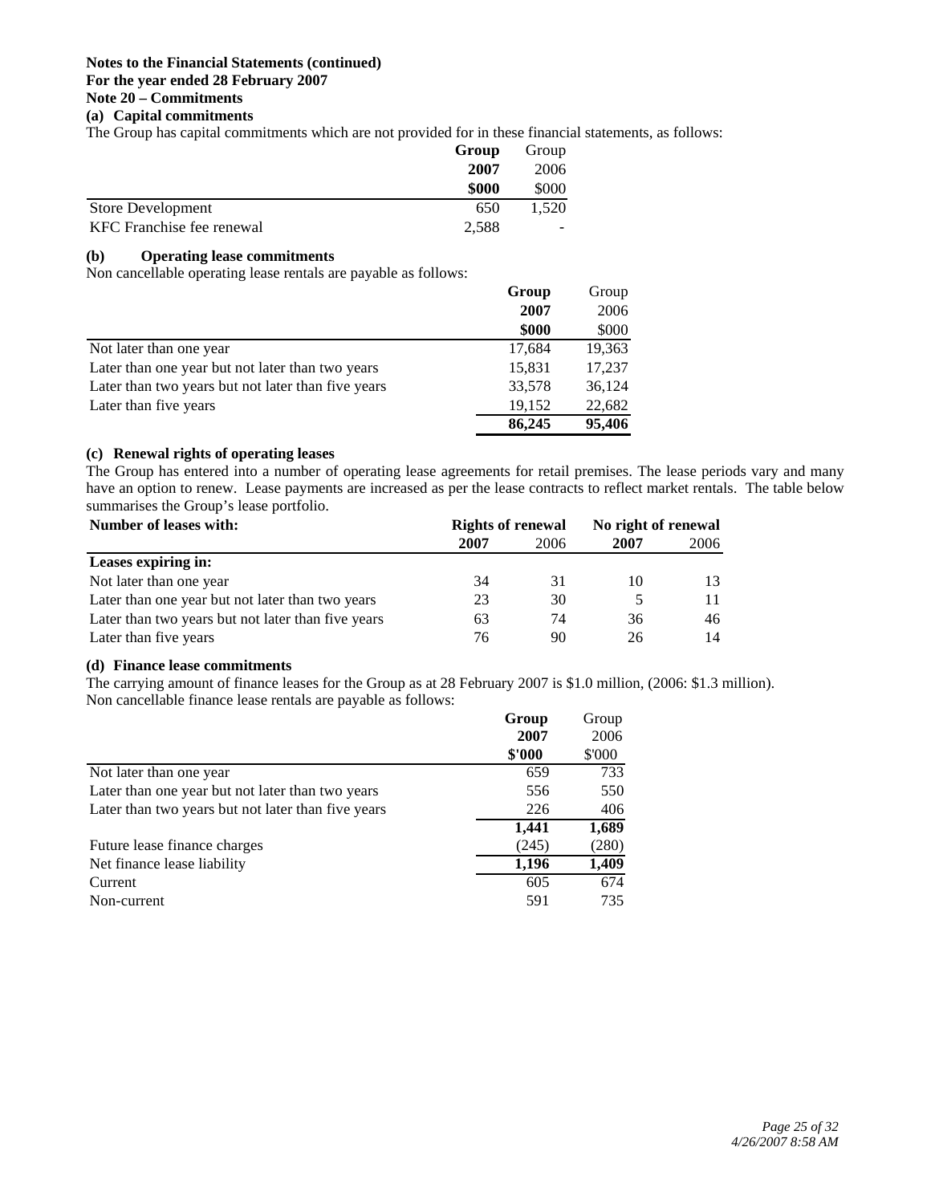**Notes to the Financial Statements (continued)**
**For the year ended 28 February 2007**
**Note 20 – Commitments**

### (a) Capital commitments

The Group has capital commitments which are not provided for in these financial statements, as follows:

| | **Group 2007 $000** | Group 2006 $000 |
|---|---|---|
| Store Development | 650 | 1,520 |
| KFC Franchise fee renewal | 2,588 | - |

### (b) Operating lease commitments

Non cancellable operating lease rentals are payable as follows:

| | **Group 2007 $000** | Group 2006 $000 |
|---|---|---|
| Not later than one year | 17,684 | 19,363 |
| Later than one year but not later than two years | 15,831 | 17,237 |
| Later than two years but not later than five years | 33,578 | 36,124 |
| Later than five years | 19,152 | 22,682 |
| | **86,245** | **95,406** |

### (c) Renewal rights of operating leases

The Group has entered into a number of operating lease agreements for retail premises. The lease periods vary and many have an option to renew. Lease payments are increased as per the lease contracts to reflect market rentals. The table below summarises the Group's lease portfolio.

| **Number of leases with:** | **Rights of renewal** | | **No right of renewal** | |
|---|---|---|---|---|
| | **2007** | 2006 | **2007** | 2006 |
| **Leases expiring in:** | | | | |
| Not later than one year | 34 | 31 | 10 | 13 |
| Later than one year but not later than two years | 23 | 30 | 5 | 11 |
| Later than two years but not later than five years | 63 | 74 | 36 | 46 |
| Later than five years | 76 | 90 | 26 | 14 |

### (d) Finance lease commitments

The carrying amount of finance leases for the Group as at 28 February 2007 is $1.0 million, (2006: $1.3 million). Non cancellable finance lease rentals are payable as follows:

| | **Group 2007 $'000** | Group 2006 $'000 |
|---|---|---|
| Not later than one year | 659 | 733 |
| Later than one year but not later than two years | 556 | 550 |
| Later than two years but not later than five years | 226 | 406 |
| | **1,441** | **1,689** |
| Future lease finance charges | (245) | (280) |
| Net finance lease liability | **1,196** | **1,409** |
| Current | 605 | 674 |
| Non-current | 591 | 735 |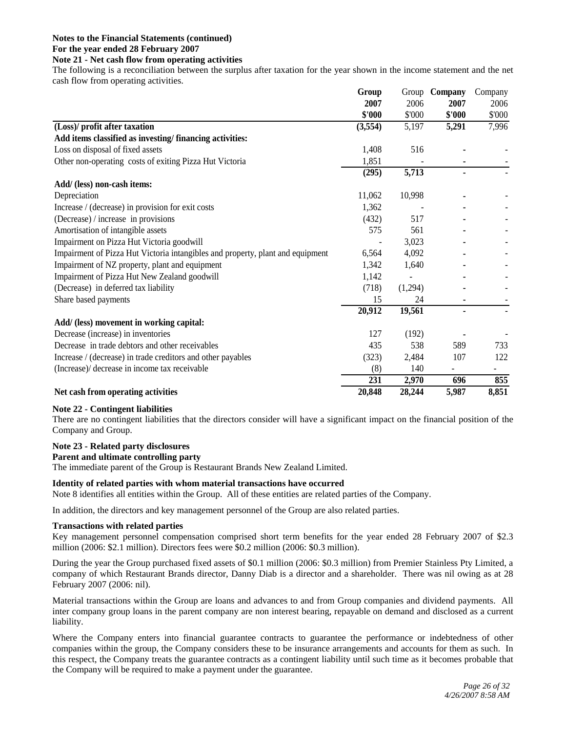**Notes to the Financial Statements (continued)**
**For the year ended 28 February 2007**
**Note 21 - Net cash flow from operating activities**

The following is a reconciliation between the surplus after taxation for the year shown in the income statement and the net cash flow from operating activities.

| | **Group 2007 \$'000** | Group 2006 \$'000 | **Company 2007 \$'000** | Company 2006 \$'000 |
|---|---|---|---|---|
| **(Loss)/ profit after taxation** | **(3,554)** | 5,197 | **5,291** | 7,996 |
| **Add items classified as investing/ financing activities:** | | | | |
| Loss on disposal of fixed assets | 1,408 | 516 | - | - |
| Other non-operating costs of exiting Pizza Hut Victoria | 1,851 | - | - | - |
| | **(295)** | **5,713** | **-** | **-** |
| **Add/ (less) non-cash items:** | | | | |
| Depreciation | 11,062 | 10,998 | - | - |
| Increase / (decrease) in provision for exit costs | 1,362 | - | - | - |
| (Decrease) / increase in provisions | (432) | 517 | - | - |
| Amortisation of intangible assets | 575 | 561 | - | - |
| Impairment on Pizza Hut Victoria goodwill | - | 3,023 | - | - |
| Impairment of Pizza Hut Victoria intangibles and property, plant and equipment | 6,564 | 4,092 | - | - |
| Impairment of NZ property, plant and equipment | 1,342 | 1,640 | - | - |
| Impairment of Pizza Hut New Zealand goodwill | 1,142 | - | - | - |
| (Decrease) in deferred tax liability | (718) | (1,294) | - | - |
| Share based payments | 15 | 24 | - | - |
| | **20,912** | **19,561** | **-** | **-** |
| **Add/ (less) movement in working capital:** | | | | |
| Decrease (increase) in inventories | 127 | (192) | - | - |
| Decrease in trade debtors and other receivables | 435 | 538 | 589 | 733 |
| Increase / (decrease) in trade creditors and other payables | (323) | 2,484 | 107 | 122 |
| (Increase)/ decrease in income tax receivable | (8) | 140 | - | - |
| | **231** | **2,970** | **696** | **855** |
| **Net cash from operating activities** | **20,848** | **28,244** | **5,987** | **8,851** |

**Note 22 - Contingent liabilities**

There are no contingent liabilities that the directors consider will have a significant impact on the financial position of the Company and Group.

**Note 23 - Related party disclosures**

**Parent and ultimate controlling party**

The immediate parent of the Group is Restaurant Brands New Zealand Limited.

**Identity of related parties with whom material transactions have occurred**

Note 8 identifies all entities within the Group. All of these entities are related parties of the Company.

In addition, the directors and key management personnel of the Group are also related parties.

**Transactions with related parties**

Key management personnel compensation comprised short term benefits for the year ended 28 February 2007 of \$2.3 million (2006: \$2.1 million). Directors fees were \$0.2 million (2006: \$0.3 million).

During the year the Group purchased fixed assets of \$0.1 million (2006: \$0.3 million) from Premier Stainless Pty Limited, a company of which Restaurant Brands director, Danny Diab is a director and a shareholder. There was nil owing as at 28 February 2007 (2006: nil).

Material transactions within the Group are loans and advances to and from Group companies and dividend payments. All inter company group loans in the parent company are non interest bearing, repayable on demand and disclosed as a current liability.

Where the Company enters into financial guarantee contracts to guarantee the performance or indebtedness of other companies within the group, the Company considers these to be insurance arrangements and accounts for them as such. In this respect, the Company treats the guarantee contracts as a contingent liability until such time as it becomes probable that the Company will be required to make a payment under the guarantee.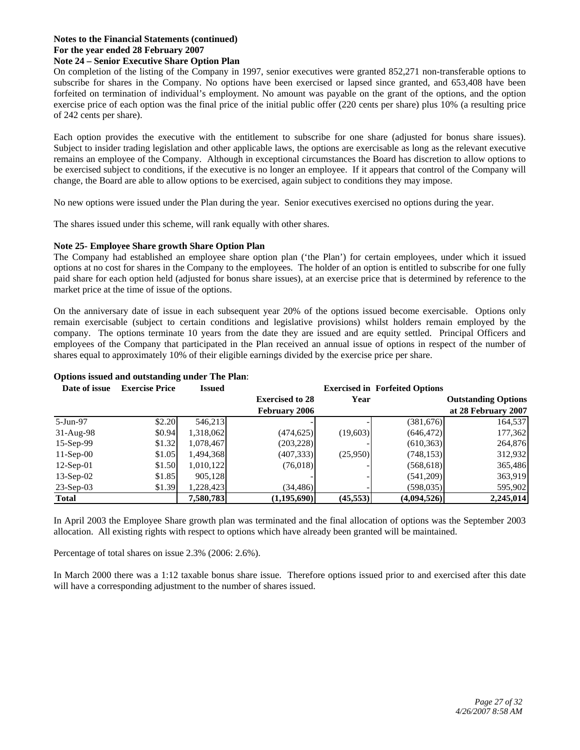**Notes to the Financial Statements (continued)**
**For the year ended 28 February 2007**

**Note 24 – Senior Executive Share Option Plan**

On completion of the listing of the Company in 1997, senior executives were granted 852,271 non-transferable options to subscribe for shares in the Company. No options have been exercised or lapsed since granted, and 653,408 have been forfeited on termination of individual's employment. No amount was payable on the grant of the options, and the option exercise price of each option was the final price of the initial public offer (220 cents per share) plus 10% (a resulting price of 242 cents per share).

Each option provides the executive with the entitlement to subscribe for one share (adjusted for bonus share issues). Subject to insider trading legislation and other applicable laws, the options are exercisable as long as the relevant executive remains an employee of the Company. Although in exceptional circumstances the Board has discretion to allow options to be exercised subject to conditions, if the executive is no longer an employee. If it appears that control of the Company will change, the Board are able to allow options to be exercised, again subject to conditions they may impose.

No new options were issued under the Plan during the year. Senior executives exercised no options during the year.

The shares issued under this scheme, will rank equally with other shares.

**Note 25- Employee Share growth Share Option Plan**

The Company had established an employee share option plan ('the Plan') for certain employees, under which it issued options at no cost for shares in the Company to the employees. The holder of an option is entitled to subscribe for one fully paid share for each option held (adjusted for bonus share issues), at an exercise price that is determined by reference to the market price at the time of issue of the options.

On the anniversary date of issue in each subsequent year 20% of the options issued become exercisable. Options only remain exercisable (subject to certain conditions and legislative provisions) whilst holders remain employed by the company. The options terminate 10 years from the date they are issued and are equity settled. Principal Officers and employees of the Company that participated in the Plan received an annual issue of options in respect of the number of shares equal to approximately 10% of their eligible earnings divided by the exercise price per share.

**Options issued and outstanding under The Plan**:

| Date of issue | Exercise Price | Issued | Exercised to 28 February 2006 | Exercised in Year | Forfeited Options | Outstanding Options at 28 February 2007 |
|---|---|---|---|---|---|---|
| 5-Jun-97 | $2.20 | 546,213 | - | - | (381,676) | 164,537 |
| 31-Aug-98 | $0.94 | 1,318,062 | (474,625) | (19,603) | (646,472) | 177,362 |
| 15-Sep-99 | $1.32 | 1,078,467 | (203,228) | - | (610,363) | 264,876 |
| 11-Sep-00 | $1.05 | 1,494,368 | (407,333) | (25,950) | (748,153) | 312,932 |
| 12-Sep-01 | $1.50 | 1,010,122 | (76,018) | - | (568,618) | 365,486 |
| 13-Sep-02 | $1.85 | 905,128 | - | - | (541,209) | 363,919 |
| 23-Sep-03 | $1.39 | 1,228,423 | (34,486) | - | (598,035) | 595,902 |
| **Total** | | **7,580,783** | **(1,195,690)** | **(45,553)** | **(4,094,526)** | **2,245,014** |

In April 2003 the Employee Share growth plan was terminated and the final allocation of options was the September 2003 allocation. All existing rights with respect to options which have already been granted will be maintained.

Percentage of total shares on issue 2.3% (2006: 2.6%).

In March 2000 there was a 1:12 taxable bonus share issue. Therefore options issued prior to and exercised after this date will have a corresponding adjustment to the number of shares issued.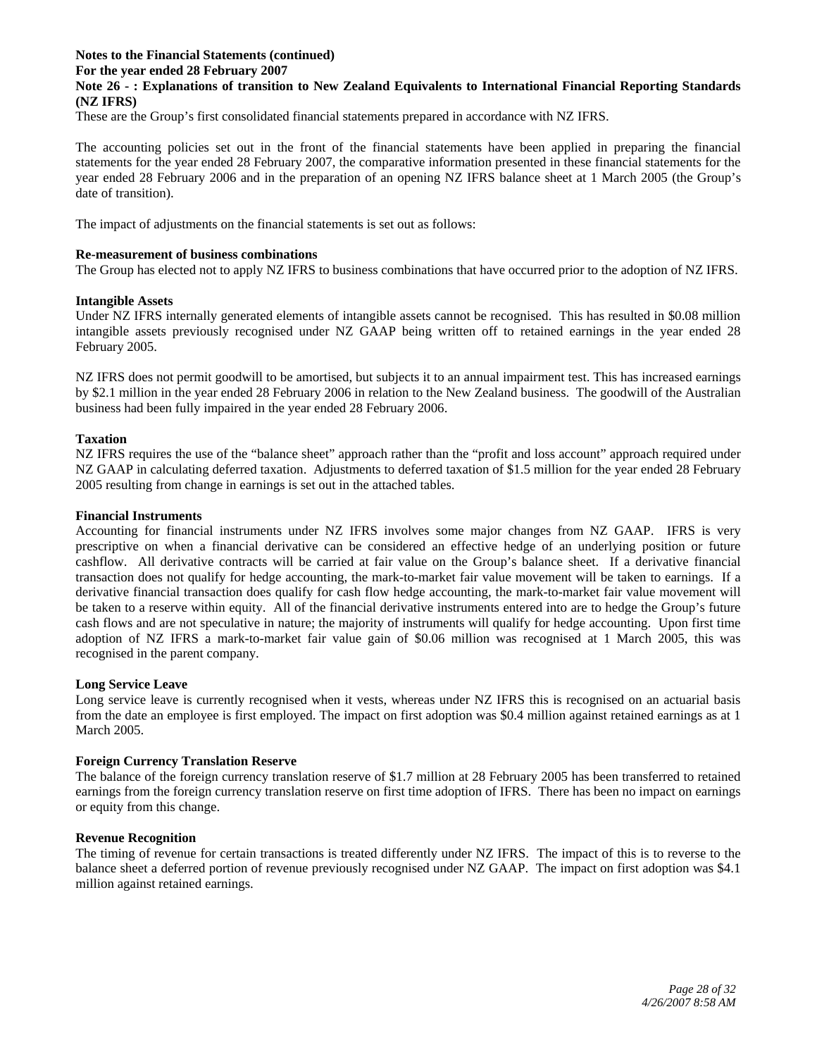**Notes to the Financial Statements (continued)**
**For the year ended 28 February 2007**
**Note 26 - : Explanations of transition to New Zealand Equivalents to International Financial Reporting Standards (NZ IFRS)**

These are the Group's first consolidated financial statements prepared in accordance with NZ IFRS.

The accounting policies set out in the front of the financial statements have been applied in preparing the financial statements for the year ended 28 February 2007, the comparative information presented in these financial statements for the year ended 28 February 2006 and in the preparation of an opening NZ IFRS balance sheet at 1 March 2005 (the Group's date of transition).

The impact of adjustments on the financial statements is set out as follows:

**Re-measurement of business combinations**

The Group has elected not to apply NZ IFRS to business combinations that have occurred prior to the adoption of NZ IFRS.

**Intangible Assets**

Under NZ IFRS internally generated elements of intangible assets cannot be recognised. This has resulted in $0.08 million intangible assets previously recognised under NZ GAAP being written off to retained earnings in the year ended 28 February 2005.

NZ IFRS does not permit goodwill to be amortised, but subjects it to an annual impairment test. This has increased earnings by $2.1 million in the year ended 28 February 2006 in relation to the New Zealand business. The goodwill of the Australian business had been fully impaired in the year ended 28 February 2006.

**Taxation**

NZ IFRS requires the use of the "balance sheet" approach rather than the "profit and loss account" approach required under NZ GAAP in calculating deferred taxation. Adjustments to deferred taxation of $1.5 million for the year ended 28 February 2005 resulting from change in earnings is set out in the attached tables.

**Financial Instruments**

Accounting for financial instruments under NZ IFRS involves some major changes from NZ GAAP. IFRS is very prescriptive on when a financial derivative can be considered an effective hedge of an underlying position or future cashflow. All derivative contracts will be carried at fair value on the Group's balance sheet. If a derivative financial transaction does not qualify for hedge accounting, the mark-to-market fair value movement will be taken to earnings. If a derivative financial transaction does qualify for cash flow hedge accounting, the mark-to-market fair value movement will be taken to a reserve within equity. All of the financial derivative instruments entered into are to hedge the Group's future cash flows and are not speculative in nature; the majority of instruments will qualify for hedge accounting. Upon first time adoption of NZ IFRS a mark-to-market fair value gain of $0.06 million was recognised at 1 March 2005, this was recognised in the parent company.

**Long Service Leave**

Long service leave is currently recognised when it vests, whereas under NZ IFRS this is recognised on an actuarial basis from the date an employee is first employed. The impact on first adoption was $0.4 million against retained earnings as at 1 March 2005.

**Foreign Currency Translation Reserve**

The balance of the foreign currency translation reserve of $1.7 million at 28 February 2005 has been transferred to retained earnings from the foreign currency translation reserve on first time adoption of IFRS. There has been no impact on earnings or equity from this change.

**Revenue Recognition**

The timing of revenue for certain transactions is treated differently under NZ IFRS. The impact of this is to reverse to the balance sheet a deferred portion of revenue previously recognised under NZ GAAP. The impact on first adoption was $4.1 million against retained earnings.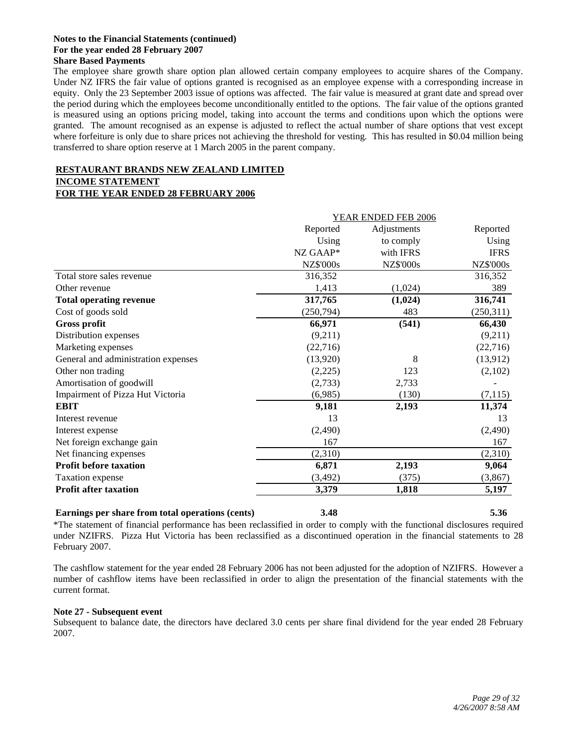**Notes to the Financial Statements (continued)**
**For the year ended 28 February 2007**
**Share Based Payments**

The employee share growth share option plan allowed certain company employees to acquire shares of the Company. Under NZ IFRS the fair value of options granted is recognised as an employee expense with a corresponding increase in equity. Only the 23 September 2003 issue of options was affected. The fair value is measured at grant date and spread over the period during which the employees become unconditionally entitled to the options. The fair value of the options granted is measured using an options pricing model, taking into account the terms and conditions upon which the options were granted. The amount recognised as an expense is adjusted to reflect the actual number of share options that vest except where forfeiture is only due to share prices not achieving the threshold for vesting. This has resulted in $0.04 million being transferred to share option reserve at 1 March 2005 in the parent company.

**RESTAURANT BRANDS NEW ZEALAND LIMITED**
**INCOME STATEMENT**
**FOR THE YEAR ENDED 28 FEBRUARY 2006**

| | YEAR ENDED FEB 2006 | | |
|---|---|---|---|
| | Reported Using NZ GAAP* NZ$'000s | Adjustments to comply with IFRS NZ$'000s | Reported Using IFRS NZ$'000s |
| Total store sales revenue | 316,352 | | 316,352 |
| Other revenue | 1,413 | (1,024) | 389 |
| **Total operating revenue** | **317,765** | **(1,024)** | **316,741** |
| Cost of goods sold | (250,794) | 483 | (250,311) |
| **Gross profit** | **66,971** | **(541)** | **66,430** |
| Distribution expenses | (9,211) | | (9,211) |
| Marketing expenses | (22,716) | | (22,716) |
| General and administration expenses | (13,920) | 8 | (13,912) |
| Other non trading | (2,225) | 123 | (2,102) |
| Amortisation of goodwill | (2,733) | 2,733 | - |
| Impairment of Pizza Hut Victoria | (6,985) | (130) | (7,115) |
| **EBIT** | **9,181** | **2,193** | **11,374** |
| Interest revenue | 13 | | 13 |
| Interest expense | (2,490) | | (2,490) |
| Net foreign exchange gain | 167 | | 167 |
| Net financing expenses | (2,310) | | (2,310) |
| **Profit before taxation** | **6,871** | **2,193** | **9,064** |
| Taxation expense | (3,492) | (375) | (3,867) |
| **Profit after taxation** | **3,379** | **1,818** | **5,197** |
| **Earnings per share from total operations (cents)** | **3.48** | | **5.36** |

*The statement of financial performance has been reclassified in order to comply with the functional disclosures required under NZIFRS. Pizza Hut Victoria has been reclassified as a discontinued operation in the financial statements to 28 February 2007.

The cashflow statement for the year ended 28 February 2006 has not been adjusted for the adoption of NZIFRS. However a number of cashflow items have been reclassified in order to align the presentation of the financial statements with the current format.

**Note 27 - Subsequent event**

Subsequent to balance date, the directors have declared 3.0 cents per share final dividend for the year ended 28 February 2007.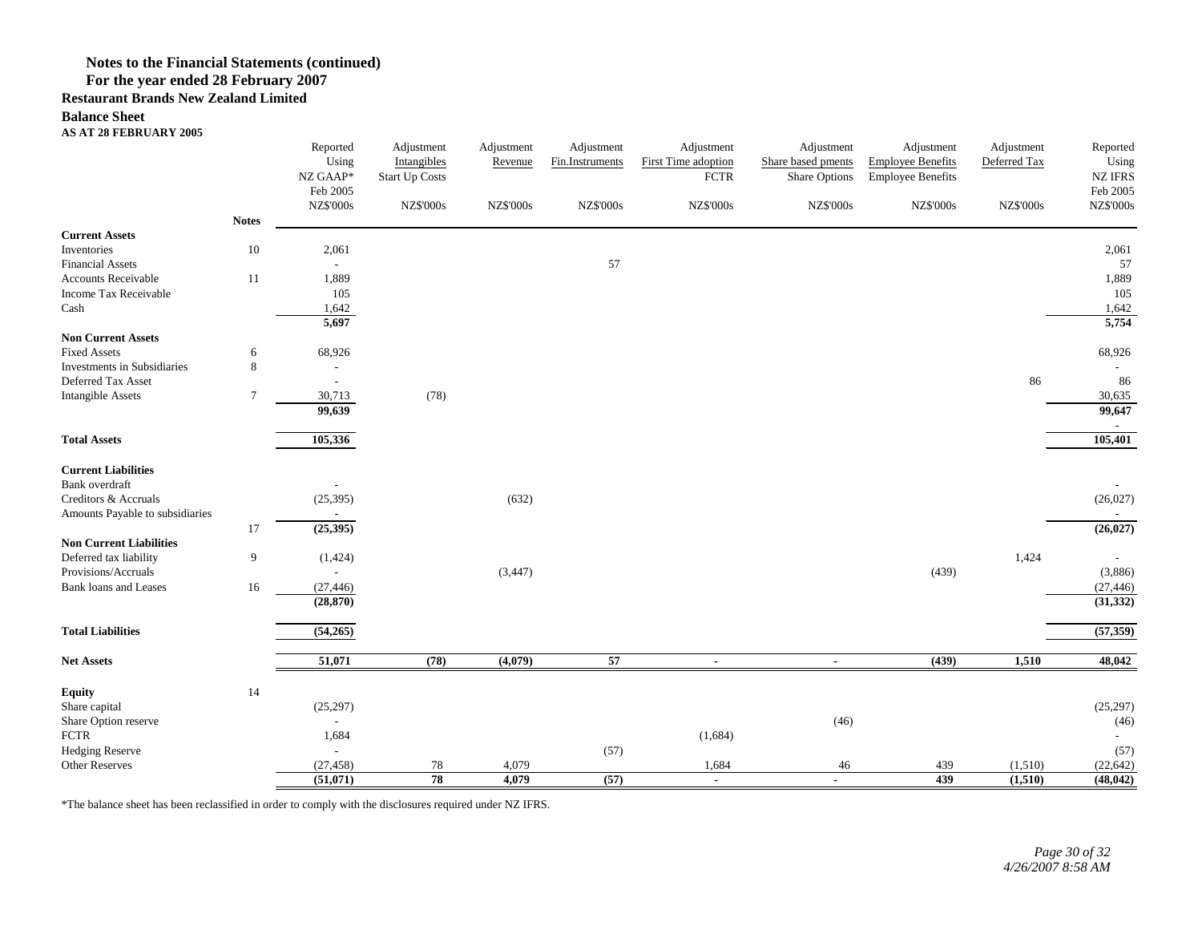**Notes to the Financial Statements (continued)**
**For the year ended 28 February 2007**

**Restaurant Brands New Zealand Limited**

**Balance Sheet**
**AS AT 28 FEBRUARY 2005**

| | Notes | Reported Using NZ GAAP* Feb 2005 NZ$'000s | Adjustment Intangibles Start Up Costs NZ$'000s | Adjustment Revenue NZ$'000s | Adjustment Fin.Instruments NZ$'000s | Adjustment First Time adoption FCTR NZ$'000s | Adjustment Share based pments Share Options NZ$'000s | Adjustment Employee Benefits Employee Benefits NZ$'000s | Adjustment Deferred Tax NZ$'000s | Reported Using NZ IFRS Feb 2005 NZ$'000s |
|---|---|---|---|---|---|---|---|---|---|---|
| **Current Assets** | | | | | | | | | | |
| Inventories | 10 | 2,061 | | | | | | | | 2,061 |
| Financial Assets | | - | | | 57 | | | | | 57 |
| Accounts Receivable | 11 | 1,889 | | | | | | | | 1,889 |
| Income Tax Receivable | | 105 | | | | | | | | 105 |
| Cash | | 1,642 | | | | | | | | 1,642 |
| | | **5,697** | | | | | | | | **5,754** |
| **Non Current Assets** | | | | | | | | | | |
| Fixed Assets | 6 | 68,926 | | | | | | | | 68,926 |
| Investments in Subsidiaries | 8 | - | | | | | | | | - |
| Deferred Tax Asset | | - | | | | | | | 86 | 86 |
| Intangible Assets | 7 | 30,713 | (78) | | | | | | | 30,635 |
| | | **99,639** | | | | | | | | **99,647** |
| | | | | | | | | | | - |
| **Total Assets** | | **105,336** | | | | | | | | **105,401** |
| **Current Liabilities** | | | | | | | | | | |
| Bank overdraft | | - | | | | | | | | - |
| Creditors & Accruals | | (25,395) | | (632) | | | | | | (26,027) |
| Amounts Payable to subsidiaries | | - | | | | | | | | - |
| | 17 | **(25,395)** | | | | | | | | **(26,027)** |
| **Non Current Liabilities** | | | | | | | | | | |
| Deferred tax liability | 9 | (1,424) | | | | | | | 1,424 | - |
| Provisions/Accruals | | - | | (3,447) | | | | (439) | | (3,886) |
| Bank loans and Leases | 16 | (27,446) | | | | | | | | (27,446) |
| | | **(28,870)** | | | | | | | | **(31,332)** |
| **Total Liabilities** | | **(54,265)** | | | | | | | | **(57,359)** |
| **Net Assets** | | **51,071** | **(78)** | **(4,079)** | **57** | **-** | **-** | **(439)** | **1,510** | **48,042** |
| **Equity** | 14 | | | | | | | | | |
| Share capital | | (25,297) | | | | | | | | (25,297) |
| Share Option reserve | | - | | | | | (46) | | | (46) |
| FCTR | | 1,684 | | | | (1,684) | | | | - |
| Hedging Reserve | | - | | | (57) | | | | | (57) |
| Other Reserves | | (27,458) | 78 | 4,079 | | 1,684 | 46 | 439 | (1,510) | (22,642) |
| | | **(51,071)** | **78** | **4,079** | **(57)** | **-** | **-** | **439** | **(1,510)** | **(48,042)** |

*The balance sheet has been reclassified in order to comply with the disclosures required under NZ IFRS.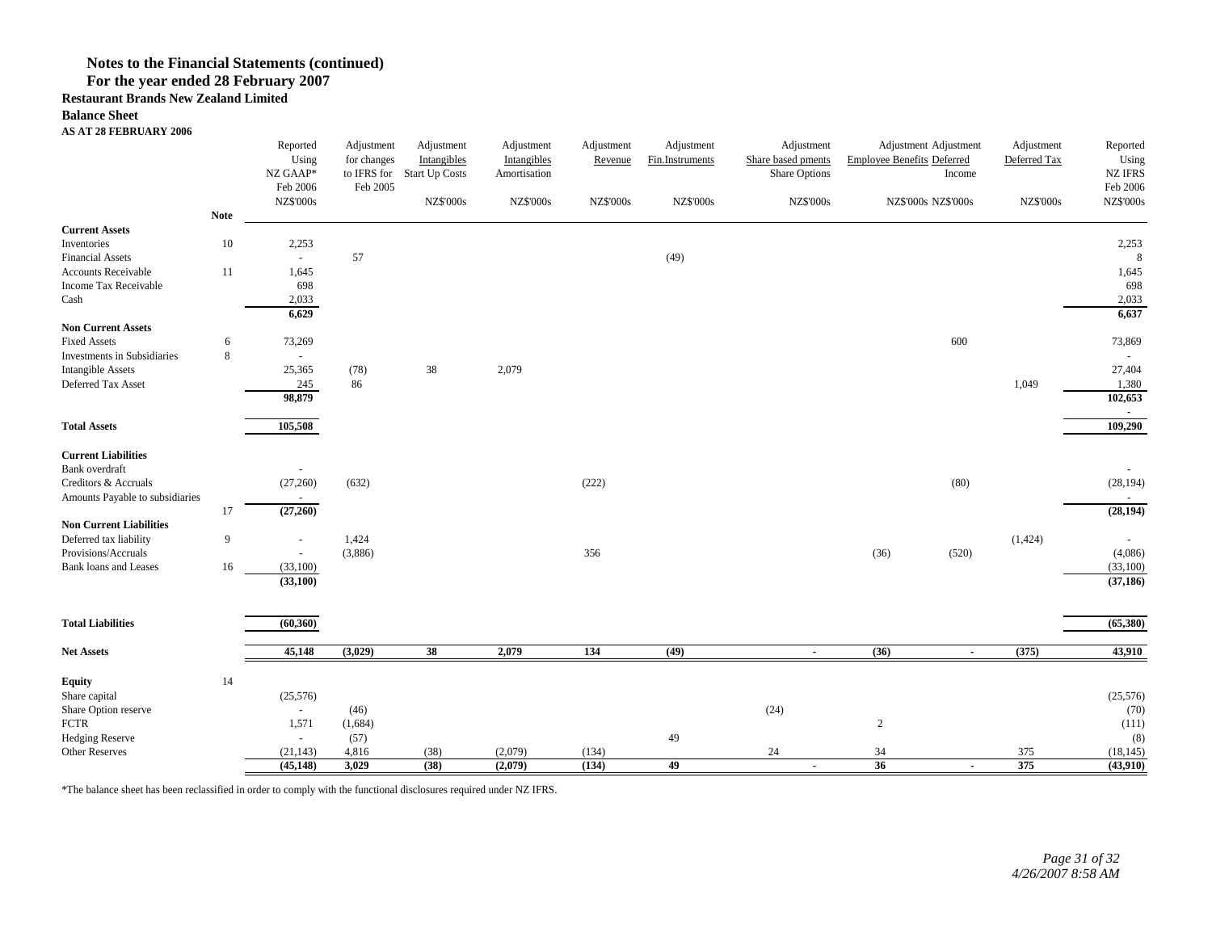**Notes to the Financial Statements (continued)**
**For the year ended 28 February 2007**

**Restaurant Brands New Zealand Limited**

**Balance Sheet**

**AS AT 28 FEBRUARY 2006**

| | Note | Reported Using NZ GAAP* Feb 2006 NZ$'000s | Adjustment for changes to IFRS for Feb 2005 | Adjustment Intangibles Start Up Costs NZ$'000s | Adjustment Intangibles Amortisation NZ$'000s | Adjustment Revenue NZ$'000s | Adjustment Fin.Instruments NZ$'000s | Adjustment Share based pments Share Options NZ$'000s | Adjustment Employee Benefits NZ$'000s | Adjustment Deferred Income NZ$'000s | Adjustment Deferred Tax NZ$'000s | Reported Using NZ IFRS Feb 2006 NZ$'000s |
|---|---|---|---|---|---|---|---|---|---|---|---|---|
| **Current Assets** | | | | | | | | | | | | |
| Inventories | 10 | 2,253 | | | | | | | | | | 2,253 |
| Financial Assets | | - | 57 | | | | (49) | | | | | 8 |
| Accounts Receivable | 11 | 1,645 | | | | | | | | | | 1,645 |
| Income Tax Receivable | | 698 | | | | | | | | | | 698 |
| Cash | | 2,033 | | | | | | | | | | 2,033 |
| | | **6,629** | | | | | | | | | | **6,637** |
| **Non Current Assets** | | | | | | | | | | | | |
| Fixed Assets | 6 | 73,269 | | | | | | | | 600 | | 73,869 |
| Investments in Subsidiaries | 8 | - | | | | | | | | | | - |
| Intangible Assets | | 25,365 | (78) | 38 | 2,079 | | | | | | | 27,404 |
| Deferred Tax Asset | | 245 | 86 | | | | | | | | 1,049 | 1,380 |
| | | **98,879** | | | | | | | | | | **102,653** |
| | | | | | | | | | | | | - |
| **Total Assets** | | **105,508** | | | | | | | | | | **109,290** |
| **Current Liabilities** | | | | | | | | | | | | |
| Bank overdraft | | - | | | | | | | | | | - |
| Creditors & Accruals | | (27,260) | (632) | | | (222) | | | | (80) | | (28,194) |
| Amounts Payable to subsidiaries | | - | | | | | | | | | | - |
| | 17 | **(27,260)** | | | | | | | | | | **(28,194)** |
| **Non Current Liabilities** | | | | | | | | | | | | |
| Deferred tax liability | 9 | - | 1,424 | | | | | | | | (1,424) | - |
| Provisions/Accruals | | - | (3,886) | | | 356 | | | (36) | (520) | | (4,086) |
| Bank loans and Leases | 16 | (33,100) | | | | | | | | | | (33,100) |
| | | **(33,100)** | | | | | | | | | | **(37,186)** |
| **Total Liabilities** | | **(60,360)** | | | | | | | | | | **(65,380)** |
| **Net Assets** | | **45,148** | **(3,029)** | **38** | **2,079** | **134** | **(49)** | **-** | **(36)** | **-** | **(375)** | **43,910** |
| **Equity** | 14 | | | | | | | | | | | |
| Share capital | | (25,576) | | | | | | | | | | (25,576) |
| Share Option reserve | | - | (46) | | | | | (24) | | | | (70) |
| FCTR | | 1,571 | (1,684) | | | | | | 2 | | | (111) |
| Hedging Reserve | | - | (57) | | | | 49 | | | | | (8) |
| Other Reserves | | (21,143) | 4,816 | (38) | (2,079) | (134) | | 24 | 34 | | 375 | (18,145) |
| | | **(45,148)** | **3,029** | **(38)** | **(2,079)** | **(134)** | **49** | **-** | **36** | **-** | **375** | **(43,910)** |

*The balance sheet has been reclassified in order to comply with the functional disclosures required under NZ IFRS.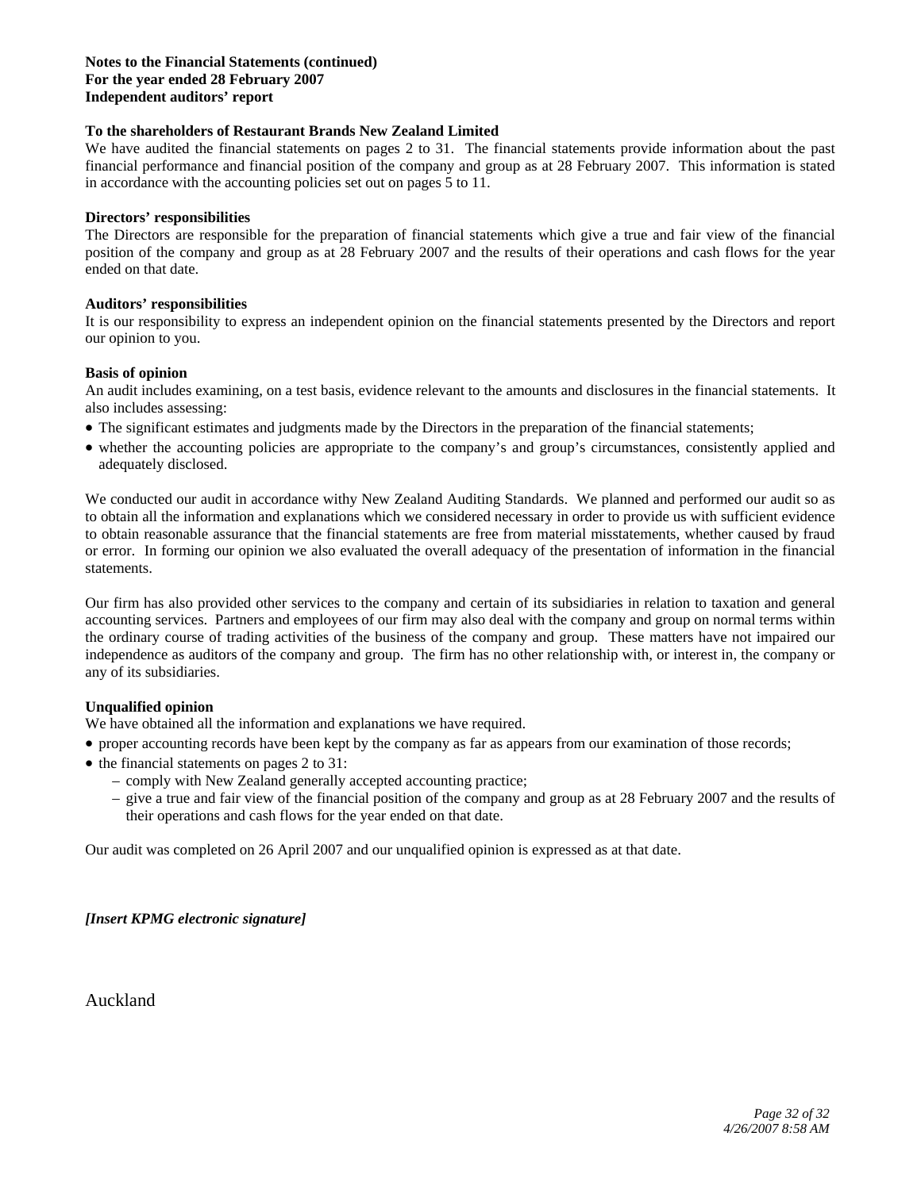**Notes to the Financial Statements (continued)**
**For the year ended 28 February 2007**
**Independent auditors' report**

**To the shareholders of Restaurant Brands New Zealand Limited**

We have audited the financial statements on pages 2 to 31. The financial statements provide information about the past financial performance and financial position of the company and group as at 28 February 2007. This information is stated in accordance with the accounting policies set out on pages 5 to 11.

**Directors' responsibilities**

The Directors are responsible for the preparation of financial statements which give a true and fair view of the financial position of the company and group as at 28 February 2007 and the results of their operations and cash flows for the year ended on that date.

**Auditors' responsibilities**

It is our responsibility to express an independent opinion on the financial statements presented by the Directors and report our opinion to you.

**Basis of opinion**

An audit includes examining, on a test basis, evidence relevant to the amounts and disclosures in the financial statements. It also includes assessing:

- The significant estimates and judgments made by the Directors in the preparation of the financial statements;
- whether the accounting policies are appropriate to the company's and group's circumstances, consistently applied and adequately disclosed.

We conducted our audit in accordance withy New Zealand Auditing Standards. We planned and performed our audit so as to obtain all the information and explanations which we considered necessary in order to provide us with sufficient evidence to obtain reasonable assurance that the financial statements are free from material misstatements, whether caused by fraud or error. In forming our opinion we also evaluated the overall adequacy of the presentation of information in the financial statements.

Our firm has also provided other services to the company and certain of its subsidiaries in relation to taxation and general accounting services. Partners and employees of our firm may also deal with the company and group on normal terms within the ordinary course of trading activities of the business of the company and group. These matters have not impaired our independence as auditors of the company and group. The firm has no other relationship with, or interest in, the company or any of its subsidiaries.

**Unqualified opinion**

We have obtained all the information and explanations we have required.

- proper accounting records have been kept by the company as far as appears from our examination of those records;
- the financial statements on pages 2 to 31:
  - comply with New Zealand generally accepted accounting practice;
  - give a true and fair view of the financial position of the company and group as at 28 February 2007 and the results of their operations and cash flows for the year ended on that date.

Our audit was completed on 26 April 2007 and our unqualified opinion is expressed as at that date.

***[Insert KPMG electronic signature]***

Auckland